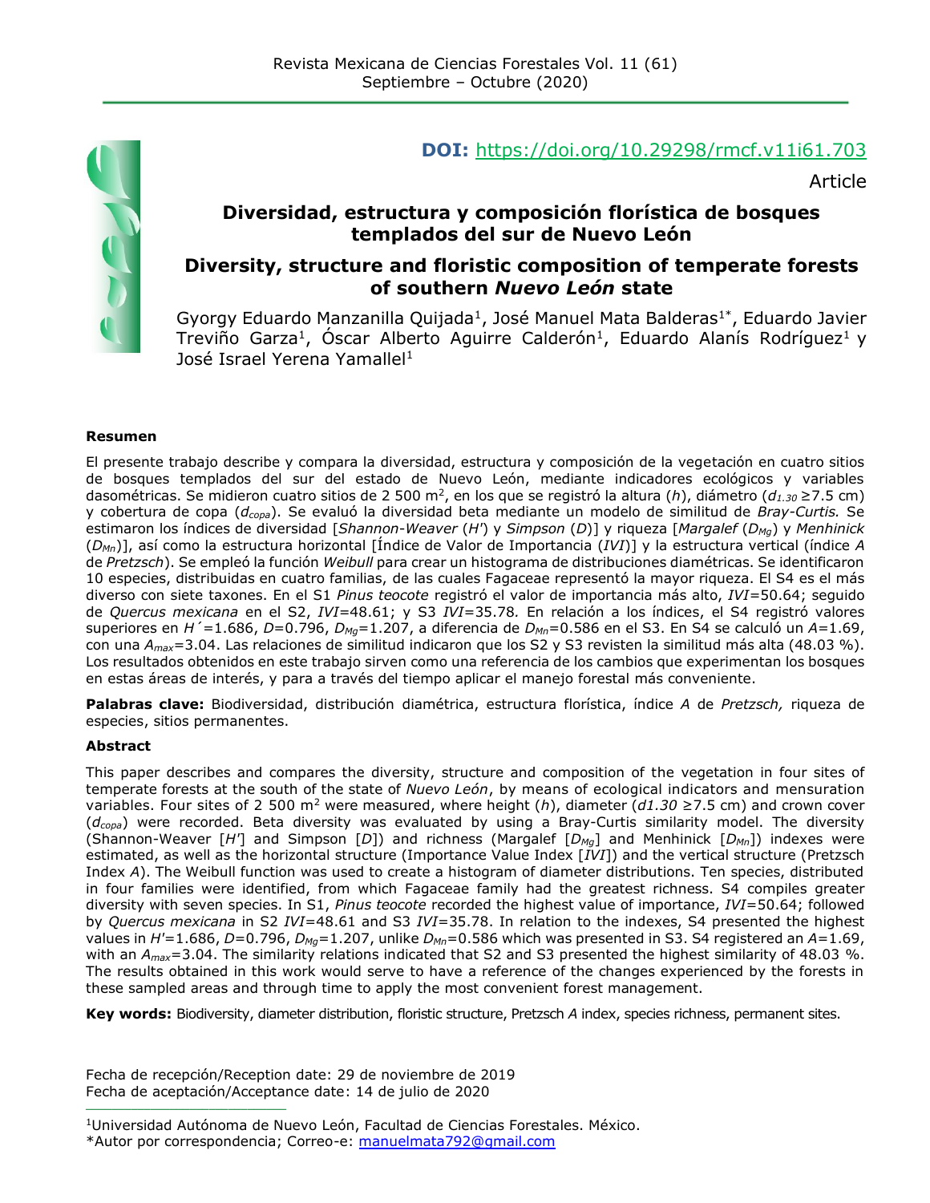**DOI:** https://doi.org/10.29298/rmcf.v11i61.703

Article

# Diversidad, estructura y composición florística de bosques templados del sur de Nuevo León

# Diversity, structure and floristic composition of temperate forests of southern *Nuevo León* state

Gyorgy Eduardo Manzanilla Quijada[1], José Manuel Mata Balderas[1*], Eduardo Javier Treviño Garza[1], Óscar Alberto Aguirre Calderón[1], Eduardo Alanís Rodríguez[1] y José Israel Yerena Yamallel[1]

**Resumen**

El presente trabajo describe y compara la diversidad, estructura y composición de la vegetación en cuatro sitios de bosques templados del sur del estado de Nuevo León, mediante indicadores ecológicos y variables dasométricas. Se midieron cuatro sitios de 2 500 m$^2$, en los que se registró la altura (*h*), diámetro ($d_{1.30}$ ≥7.5 cm) y cobertura de copa ($d_{copa}$). Se evaluó la diversidad beta mediante un modelo de similitud de *Bray-Curtis.* Se estimaron los índices de diversidad [*Shannon-Weaver* (*H'*) y *Simpson* (*D*)] y riqueza [*Margalef* ($D_{Mg}$) y *Menhinick* ($D_{Mn}$)], así como la estructura horizontal [Índice de Valor de Importancia (*IVI*)] y la estructura vertical (índice *A* de *Pretzsch*). Se empleó la función *Weibull* para crear un histograma de distribuciones diamétricas. Se identificaron 10 especies, distribuidas en cuatro familias, de las cuales Fagaceae representó la mayor riqueza. El S4 es el más diverso con siete taxones. En el S1 *Pinus teocote* registró el valor de importancia más alto, *IVI*=50.64; seguido de *Quercus mexicana* en el S2, *IVI*=48.61; y S3 *IVI*=35.78. En relación a los índices, el S4 registró valores superiores en *H´*=1.686, *D*=0.796, $D_{Mg}$=1.207, a diferencia de $D_{Mn}$=0.586 en el S3. En S4 se calculó un *A*=1.69, con una $A_{max}$=3.04. Las relaciones de similitud indicaron que los S2 y S3 revisten la similitud más alta (48.03 %). Los resultados obtenidos en este trabajo sirven como una referencia de los cambios que experimentan los bosques en estas áreas de interés, y para a través del tiempo aplicar el manejo forestal más conveniente.

**Palabras clave:** Biodiversidad, distribución diamétrica, estructura florística, índice *A* de *Pretzsch,* riqueza de especies, sitios permanentes.

**Abstract**

This paper describes and compares the diversity, structure and composition of the vegetation in four sites of temperate forests at the south of the state of *Nuevo León*, by means of ecological indicators and mensuration variables. Four sites of 2 500 m$^2$ were measured, where height (*h*), diameter (*d1.30* ≥7.5 cm) and crown cover ($d_{copa}$) were recorded. Beta diversity was evaluated by using a Bray-Curtis similarity model. The diversity (Shannon-Weaver [*H'*] and Simpson [*D*]) and richness (Margalef [$D_{Mg}$] and Menhinick [$D_{Mn}$]) indexes were estimated, as well as the horizontal structure (Importance Value Index [*IVI*]) and the vertical structure (Pretzsch Index *A*). The Weibull function was used to create a histogram of diameter distributions. Ten species, distributed in four families were identified, from which Fagaceae family had the greatest richness. S4 compiles greater diversity with seven species. In S1, *Pinus teocote* recorded the highest value of importance, *IVI*=50.64; followed by *Quercus mexicana* in S2 *IVI*=48.61 and S3 *IVI*=35.78. In relation to the indexes, S4 presented the highest values in *H'*=1.686, *D*=0.796, $D_{Mg}$=1.207, unlike $D_{Mn}$=0.586 which was presented in S3. S4 registered an *A*=1.69, with an $A_{max}$=3.04. The similarity relations indicated that S2 and S3 presented the highest similarity of 48.03 %. The results obtained in this work would serve to have a reference of the changes experienced by the forests in these sampled areas and through time to apply the most convenient forest management.

**Key words:** Biodiversity, diameter distribution, floristic structure, Pretzsch *A* index, species richness, permanent sites.

Fecha de recepción/Reception date: 29 de noviembre de 2019
Fecha de aceptación/Acceptance date: 14 de julio de 2020

---

[1]Universidad Autónoma de Nuevo León, Facultad de Ciencias Forestales. México.
*Autor por correspondencia; Correo-e: manuelmata792@gmail.com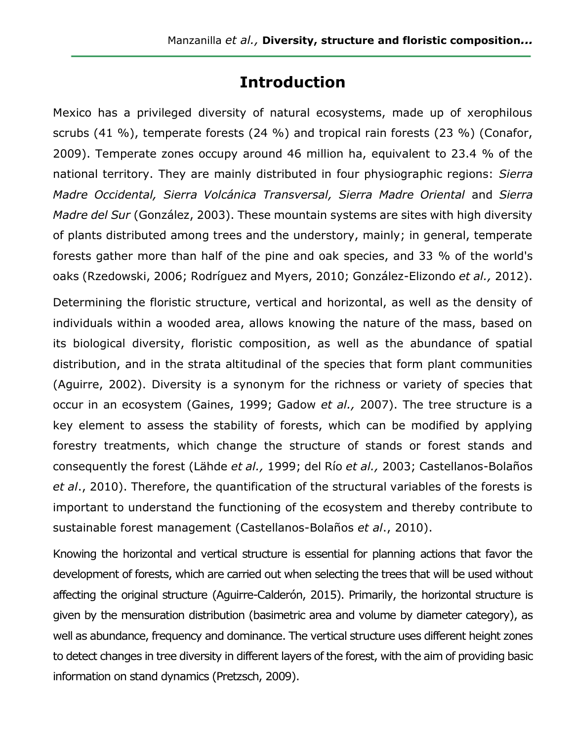# Introduction

Mexico has a privileged diversity of natural ecosystems, made up of xerophilous scrubs (41 %), temperate forests (24 %) and tropical rain forests (23 %) (Conafor, 2009). Temperate zones occupy around 46 million ha, equivalent to 23.4 % of the national territory. They are mainly distributed in four physiographic regions: *Sierra Madre Occidental, Sierra Volcánica Transversal, Sierra Madre Oriental* and *Sierra Madre del Sur* (González, 2003). These mountain systems are sites with high diversity of plants distributed among trees and the understory, mainly; in general, temperate forests gather more than half of the pine and oak species, and 33 % of the world's oaks (Rzedowski, 2006; Rodríguez and Myers, 2010; González-Elizondo *et al.,* 2012).

Determining the floristic structure, vertical and horizontal, as well as the density of individuals within a wooded area, allows knowing the nature of the mass, based on its biological diversity, floristic composition, as well as the abundance of spatial distribution, and in the strata altitudinal of the species that form plant communities (Aguirre, 2002). Diversity is a synonym for the richness or variety of species that occur in an ecosystem (Gaines, 1999; Gadow *et al.,* 2007). The tree structure is a key element to assess the stability of forests, which can be modified by applying forestry treatments, which change the structure of stands or forest stands and consequently the forest (Lähde *et al.,* 1999; del Río *et al.,* 2003; Castellanos-Bolaños *et al*., 2010). Therefore, the quantification of the structural variables of the forests is important to understand the functioning of the ecosystem and thereby contribute to sustainable forest management (Castellanos-Bolaños *et al*., 2010).

Knowing the horizontal and vertical structure is essential for planning actions that favor the development of forests, which are carried out when selecting the trees that will be used without affecting the original structure (Aguirre-Calderón, 2015). Primarily, the horizontal structure is given by the mensuration distribution (basimetric area and volume by diameter category), as well as abundance, frequency and dominance. The vertical structure uses different height zones to detect changes in tree diversity in different layers of the forest, with the aim of providing basic information on stand dynamics (Pretzsch, 2009).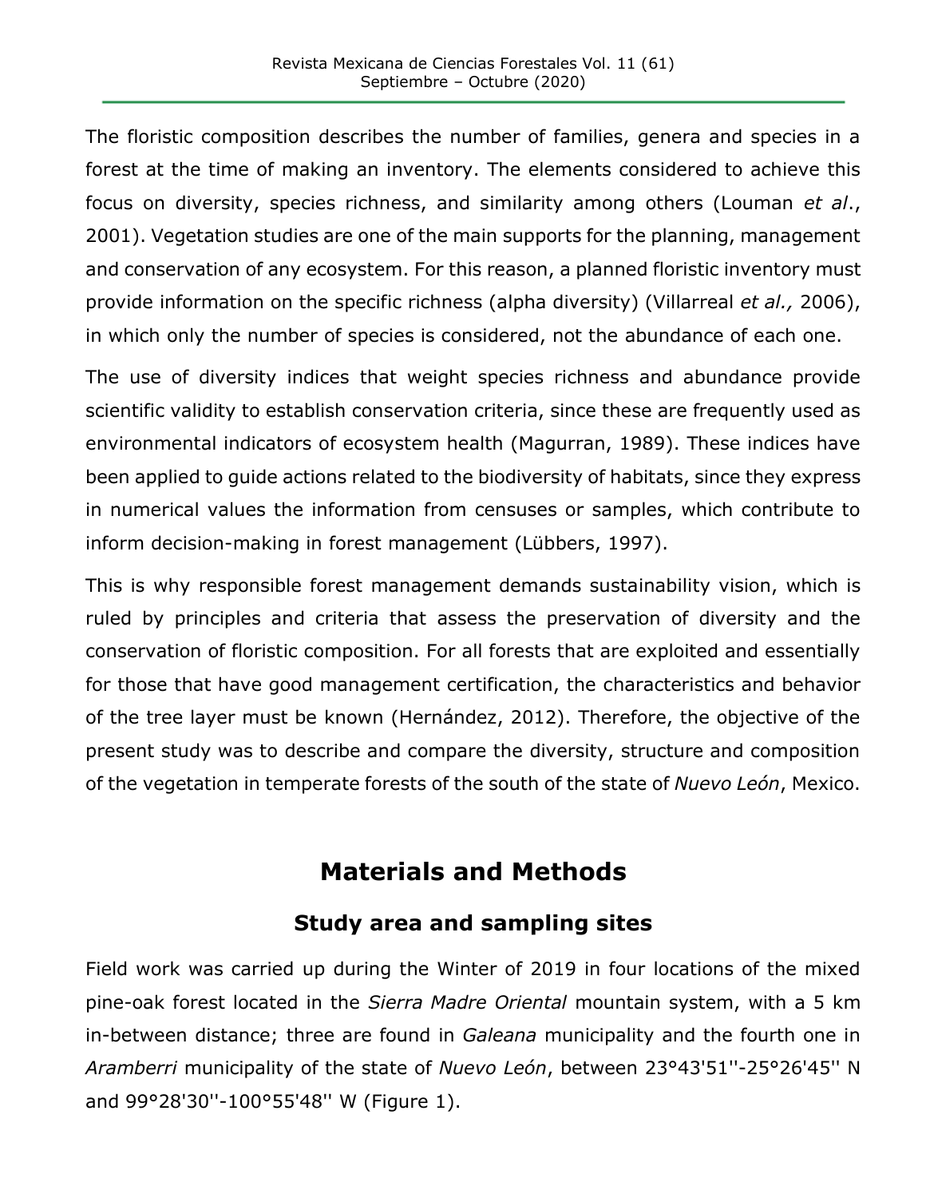The floristic composition describes the number of families, genera and species in a forest at the time of making an inventory. The elements considered to achieve this focus on diversity, species richness, and similarity among others (Louman *et al*., 2001). Vegetation studies are one of the main supports for the planning, management and conservation of any ecosystem. For this reason, a planned floristic inventory must provide information on the specific richness (alpha diversity) (Villarreal *et al.,* 2006), in which only the number of species is considered, not the abundance of each one.

The use of diversity indices that weight species richness and abundance provide scientific validity to establish conservation criteria, since these are frequently used as environmental indicators of ecosystem health (Magurran, 1989). These indices have been applied to guide actions related to the biodiversity of habitats, since they express in numerical values the information from censuses or samples, which contribute to inform decision-making in forest management (Lübbers, 1997).

This is why responsible forest management demands sustainability vision, which is ruled by principles and criteria that assess the preservation of diversity and the conservation of floristic composition. For all forests that are exploited and essentially for those that have good management certification, the characteristics and behavior of the tree layer must be known (Hernández, 2012). Therefore, the objective of the present study was to describe and compare the diversity, structure and composition of the vegetation in temperate forests of the south of the state of *Nuevo León*, Mexico.

# Materials and Methods

## Study area and sampling sites

Field work was carried up during the Winter of 2019 in four locations of the mixed pine-oak forest located in the *Sierra Madre Oriental* mountain system, with a 5 km in-between distance; three are found in *Galeana* municipality and the fourth one in *Aramberri* municipality of the state of *Nuevo León*, between 23°43'51''-25°26'45'' N and 99°28'30''-100°55'48'' W (Figure 1).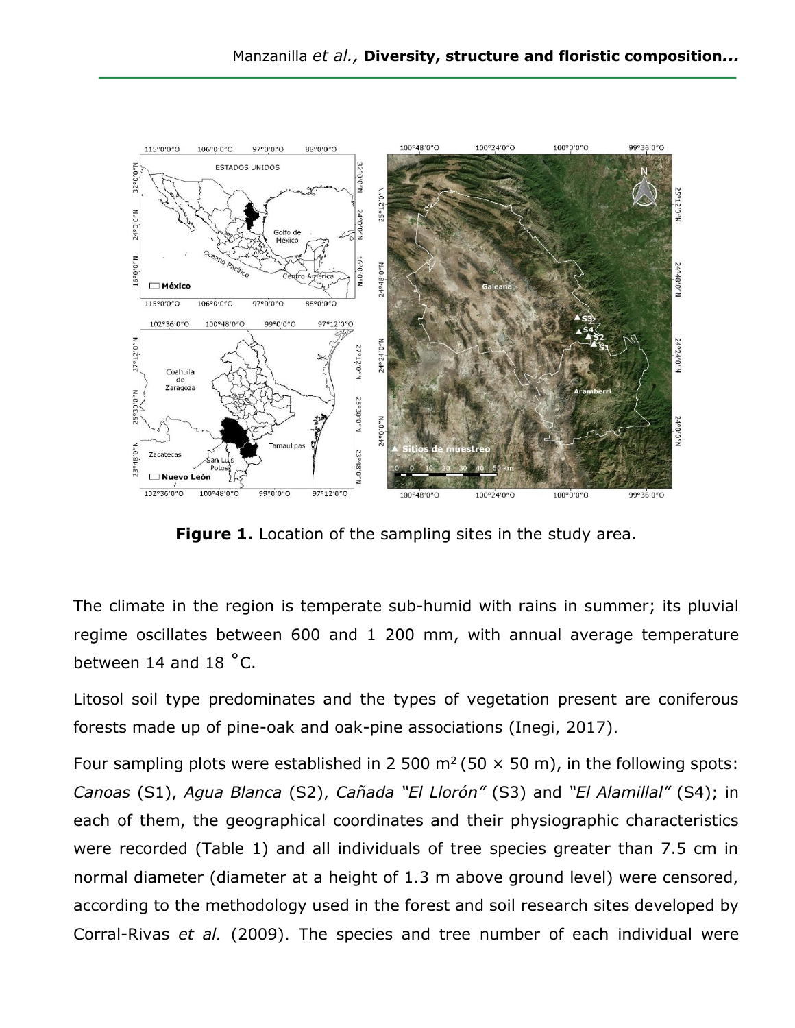**Figure 1.** Location of the sampling sites in the study area.

The climate in the region is temperate sub-humid with rains in summer; its pluvial regime oscillates between 600 and 1 200 mm, with annual average temperature between 14 and 18 °C.

Litosol soil type predominates and the types of vegetation present are coniferous forests made up of pine-oak and oak-pine associations (Inegi, 2017).

Four sampling plots were established in 2 500 m$^2$ (50 × 50 m), in the following spots: *Canoas* (S1), *Agua Blanca* (S2), *Cañada "El Llorón"* (S3) and *"El Alamillal"* (S4); in each of them, the geographical coordinates and their physiographic characteristics were recorded (Table 1) and all individuals of tree species greater than 7.5 cm in normal diameter (diameter at a height of 1.3 m above ground level) were censored, according to the methodology used in the forest and soil research sites developed by Corral-Rivas *et al.* (2009). The species and tree number of each individual were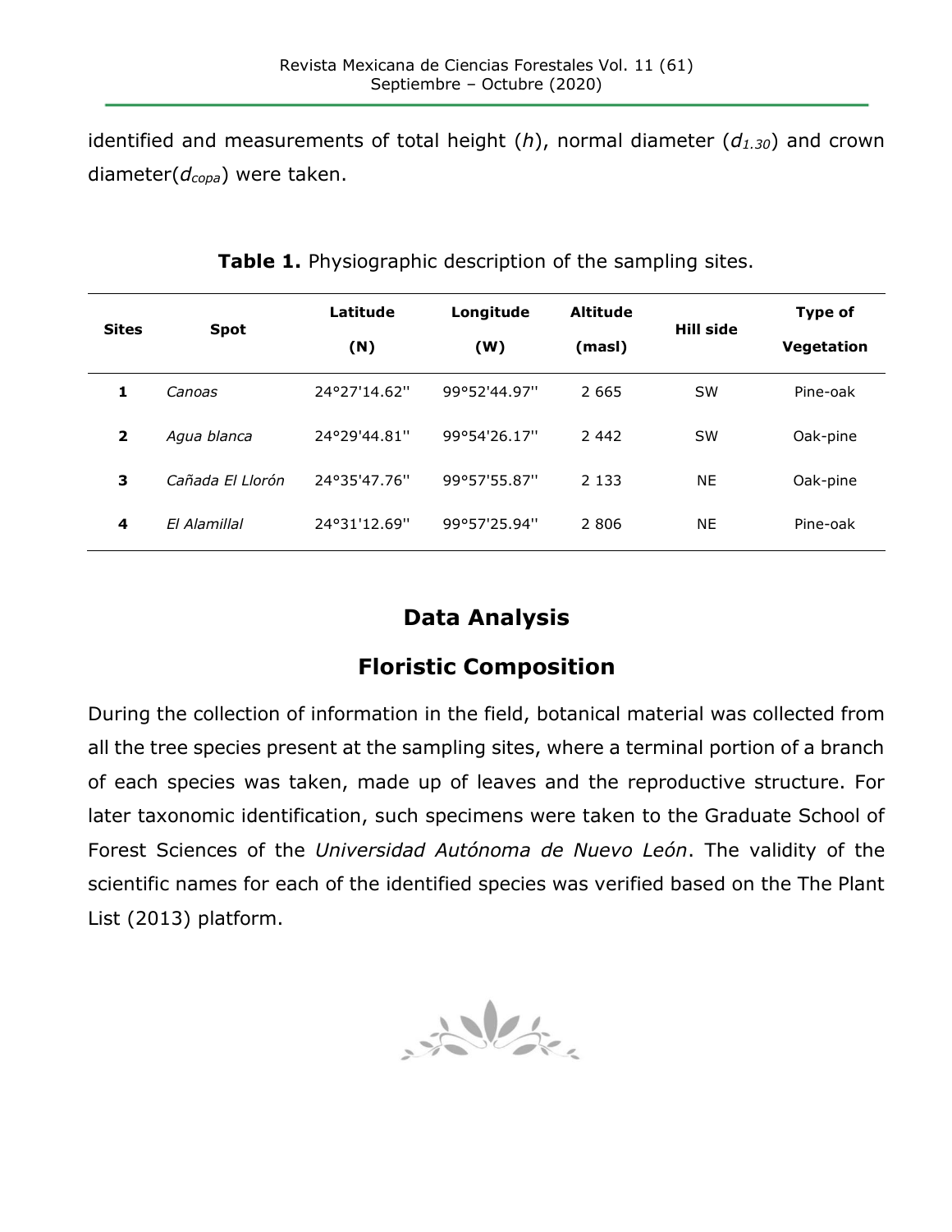identified and measurements of total height (*h*), normal diameter ($d_{1.30}$) and crown diameter($d_{copa}$) were taken.

**Table 1.** Physiographic description of the sampling sites.

| Sites | Spot | Latitude (N) | Longitude (W) | Altitude (masl) | Hill side | Type of Vegetation |
|---|---|---|---|---|---|---|
| **1** | *Canoas* | 24°27'14.62'' | 99°52'44.97'' | 2 665 | SW | Pine-oak |
| **2** | *Agua blanca* | 24°29'44.81'' | 99°54'26.17'' | 2 442 | SW | Oak-pine |
| **3** | *Cañada El Llorón* | 24°35'47.76'' | 99°57'55.87'' | 2 133 | NE | Oak-pine |
| **4** | *El Alamillal* | 24°31'12.69'' | 99°57'25.94'' | 2 806 | NE | Pine-oak |

## Data Analysis

## Floristic Composition

During the collection of information in the field, botanical material was collected from all the tree species present at the sampling sites, where a terminal portion of a branch of each species was taken, made up of leaves and the reproductive structure. For later taxonomic identification, such specimens were taken to the Graduate School of Forest Sciences of the *Universidad Autónoma de Nuevo León*. The validity of the scientific names for each of the identified species was verified based on the The Plant List (2013) platform.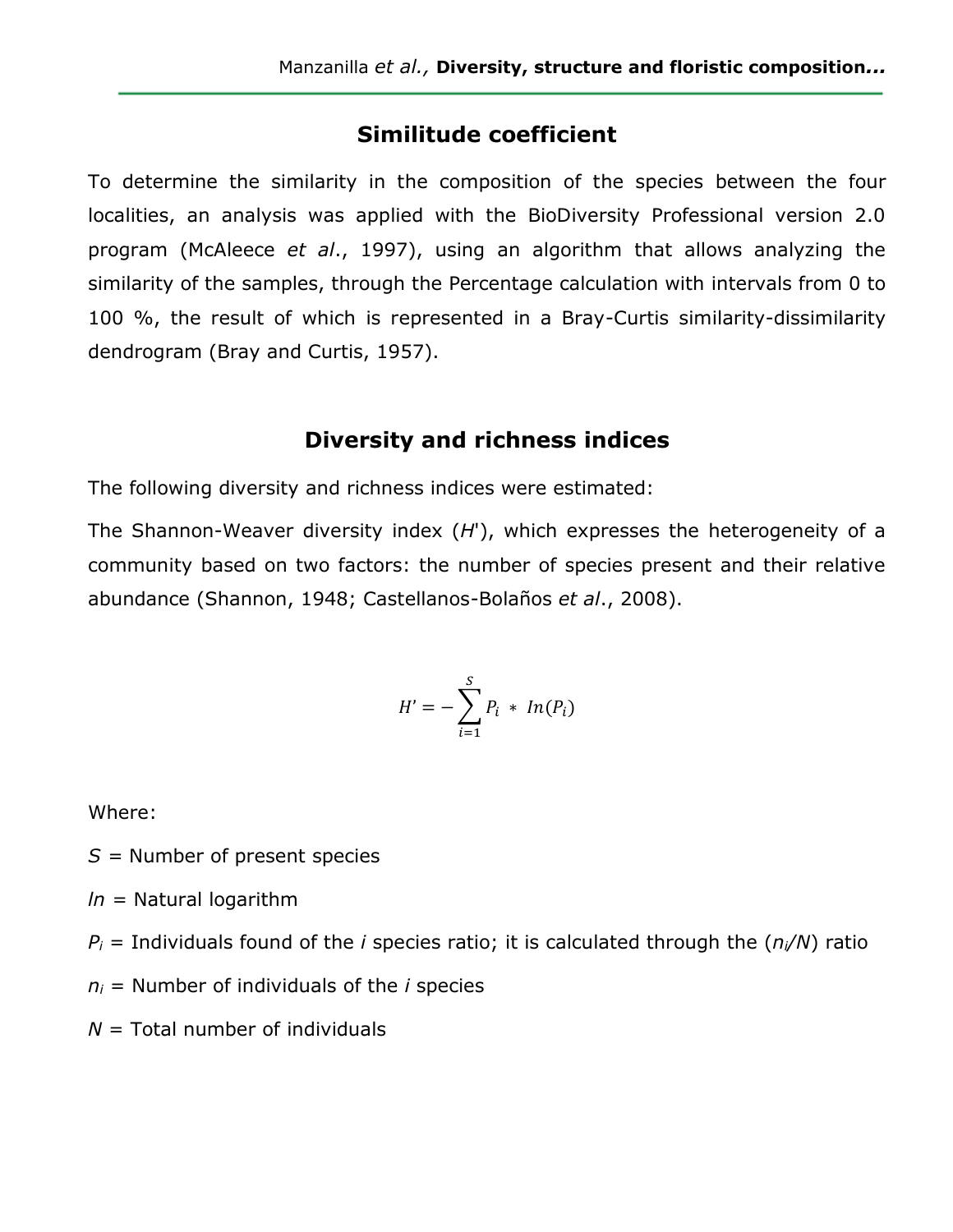## Similitude coefficient

To determine the similarity in the composition of the species between the four localities, an analysis was applied with the BioDiversity Professional version 2.0 program (McAleece *et al*., 1997), using an algorithm that allows analyzing the similarity of the samples, through the Percentage calculation with intervals from 0 to 100 %, the result of which is represented in a Bray-Curtis similarity-dissimilarity dendrogram (Bray and Curtis, 1957).

## Diversity and richness indices

The following diversity and richness indices were estimated:

The Shannon-Weaver diversity index (*H*'), which expresses the heterogeneity of a community based on two factors: the number of species present and their relative abundance (Shannon, 1948; Castellanos-Bolaños *et al*., 2008).

$$H' = -\sum_{i=1}^{S} P_i * In(P_i)$$

Where:

$S$ = Number of present species

*ln* = Natural logarithm

$P_i$ = Individuals found of the *i* species ratio; it is calculated through the ($n_i/N$) ratio

$n_i$ = Number of individuals of the *i* species

$N$ = Total number of individuals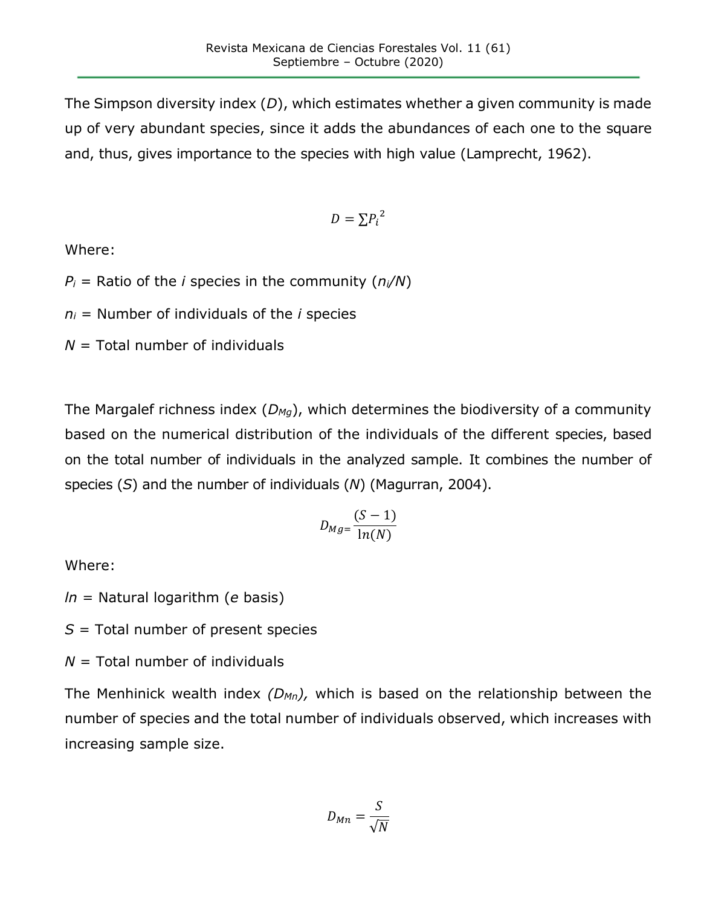The Simpson diversity index ($D$), which estimates whether a given community is made up of very abundant species, since it adds the abundances of each one to the square and, thus, gives importance to the species with high value (Lamprecht, 1962).

$$D = \sum {P_i}^2$$

Where:

$P_i$ = Ratio of the *i* species in the community ($n_i/N$)

$n_i$ = Number of individuals of the *i* species

$N$ = Total number of individuals

The Margalef richness index ($D_{Mg}$), which determines the biodiversity of a community based on the numerical distribution of the individuals of the different species, based on the total number of individuals in the analyzed sample. It combines the number of species ($S$) and the number of individuals ($N$) (Magurran, 2004).

$$D_{Mg=} \frac{(S-1)}{\ln(N)}$$

Where:

*ln* = Natural logarithm (*e* basis)

$S$ = Total number of present species

$N$ = Total number of individuals

The Menhinick wealth index *($D_{Mn}$),* which is based on the relationship between the number of species and the total number of individuals observed, which increases with increasing sample size.

$$D_{Mn} = \frac{S}{\sqrt{N}}$$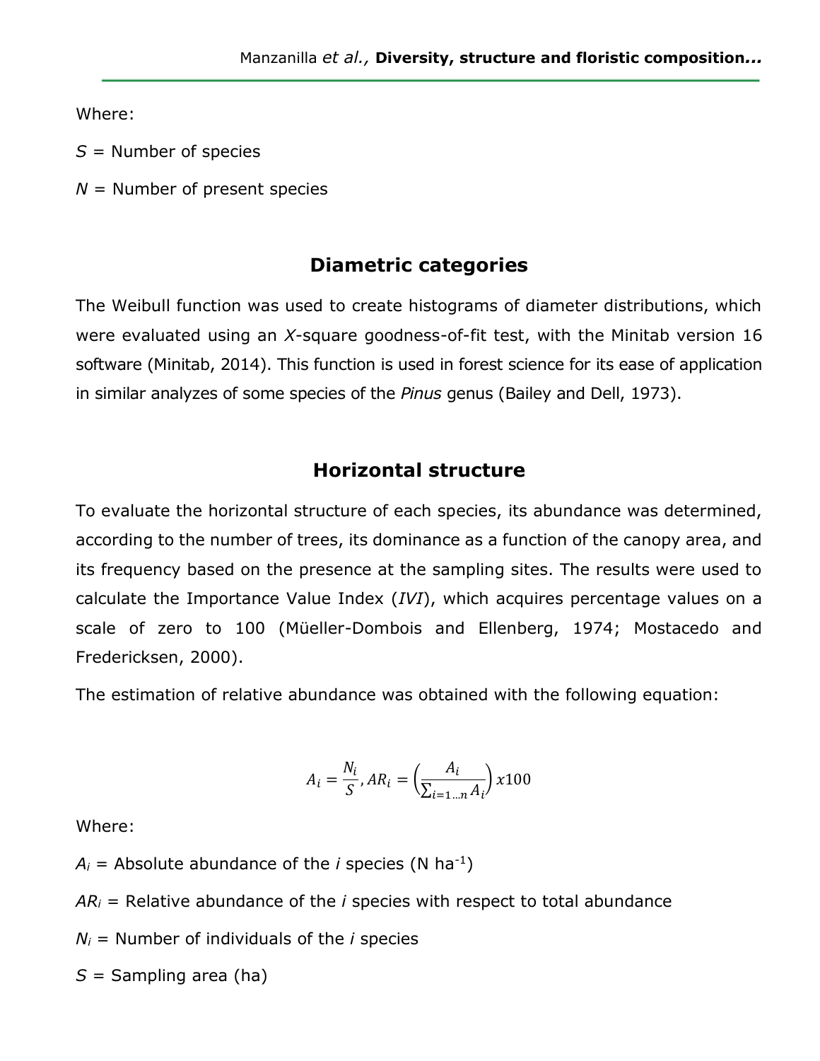Where:

$S$ = Number of species

$N$ = Number of present species

## Diametric categories

The Weibull function was used to create histograms of diameter distributions, which were evaluated using an *X*-square goodness-of-fit test, with the Minitab version 16 software (Minitab, 2014). This function is used in forest science for its ease of application in similar analyzes of some species of the *Pinus* genus (Bailey and Dell, 1973).

## Horizontal structure

To evaluate the horizontal structure of each species, its abundance was determined, according to the number of trees, its dominance as a function of the canopy area, and its frequency based on the presence at the sampling sites. The results were used to calculate the Importance Value Index ($IVI$), which acquires percentage values on a scale of zero to 100 (Müeller-Dombois and Ellenberg, 1974; Mostacedo and Fredericksen, 2000).

The estimation of relative abundance was obtained with the following equation:

$$A_i = \frac{N_i}{S}, AR_i = \left(\frac{A_i}{\sum_{i=1...n} A_i}\right) x100$$

Where:

$A_i$ = Absolute abundance of the $i$ species (N ha$^{-1}$)

$AR_i$ = Relative abundance of the $i$ species with respect to total abundance

$N_i$ = Number of individuals of the $i$ species

$S$ = Sampling area (ha)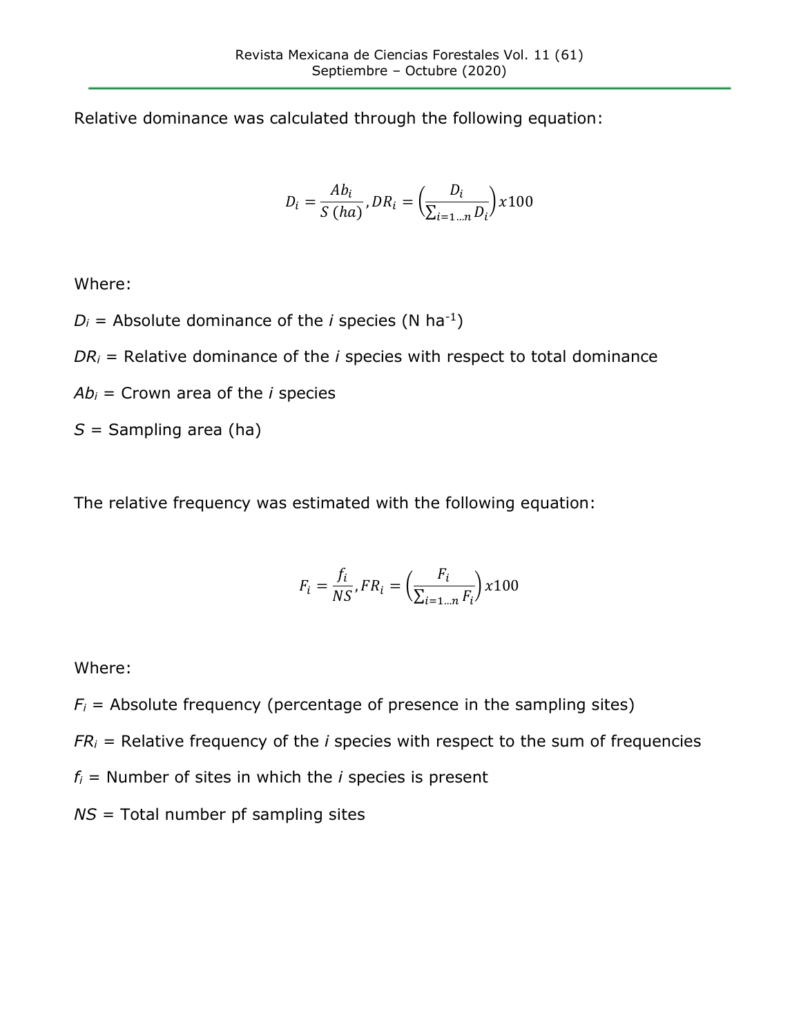Relative dominance was calculated through the following equation:

$$D_i = \frac{Ab_i}{S\,(ha)}, DR_i = \left(\frac{D_i}{\sum_{i=1\ldots n} D_i}\right)x100$$

Where:

$D_i$ = Absolute dominance of the *i* species (N $ha^{-1}$)

$DR_i$ = Relative dominance of the *i* species with respect to total dominance

$Ab_i$ = Crown area of the *i* species

$S$ = Sampling area (ha)

The relative frequency was estimated with the following equation:

$$F_i = \frac{f_i}{NS}, FR_i = \left(\frac{F_i}{\sum_{i=1\ldots n} F_i}\right)x100$$

Where:

$F_i$ = Absolute frequency (percentage of presence in the sampling sites)

$FR_i$ = Relative frequency of the *i* species with respect to the sum of frequencies

$f_i$ = Number of sites in which the *i* species is present

$NS$ = Total number pf sampling sites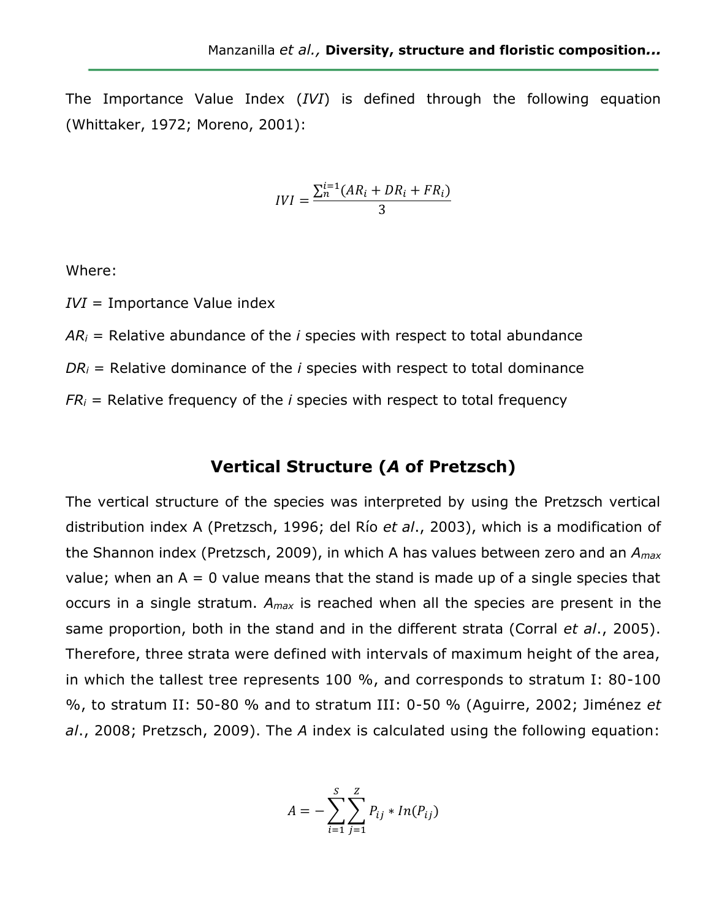The Importance Value Index (*IVI*) is defined through the following equation (Whittaker, 1972; Moreno, 2001):

$$IVI = \frac{\sum_{n}^{i=1}(AR_i + DR_i + FR_i)}{3}$$

Where:

*IVI* = Importance Value index

$AR_i$ = Relative abundance of the *i* species with respect to total abundance

$DR_i$ = Relative dominance of the *i* species with respect to total dominance

$FR_i$ = Relative frequency of the *i* species with respect to total frequency

## Vertical Structure (*A* of Pretzsch)

The vertical structure of the species was interpreted by using the Pretzsch vertical distribution index A (Pretzsch, 1996; del Río *et al*., 2003), which is a modification of the Shannon index (Pretzsch, 2009), in which A has values between zero and an $A_{max}$ value; when an A = 0 value means that the stand is made up of a single species that occurs in a single stratum. $A_{max}$ is reached when all the species are present in the same proportion, both in the stand and in the different strata (Corral *et al*., 2005). Therefore, three strata were defined with intervals of maximum height of the area, in which the tallest tree represents 100 %, and corresponds to stratum I: 80-100 %, to stratum II: 50-80 % and to stratum III: 0-50 % (Aguirre, 2002; Jiménez *et al*., 2008; Pretzsch, 2009). The *A* index is calculated using the following equation:

$$A = -\sum_{i=1}^{S}\sum_{j=1}^{Z} P_{ij} * In(P_{ij})$$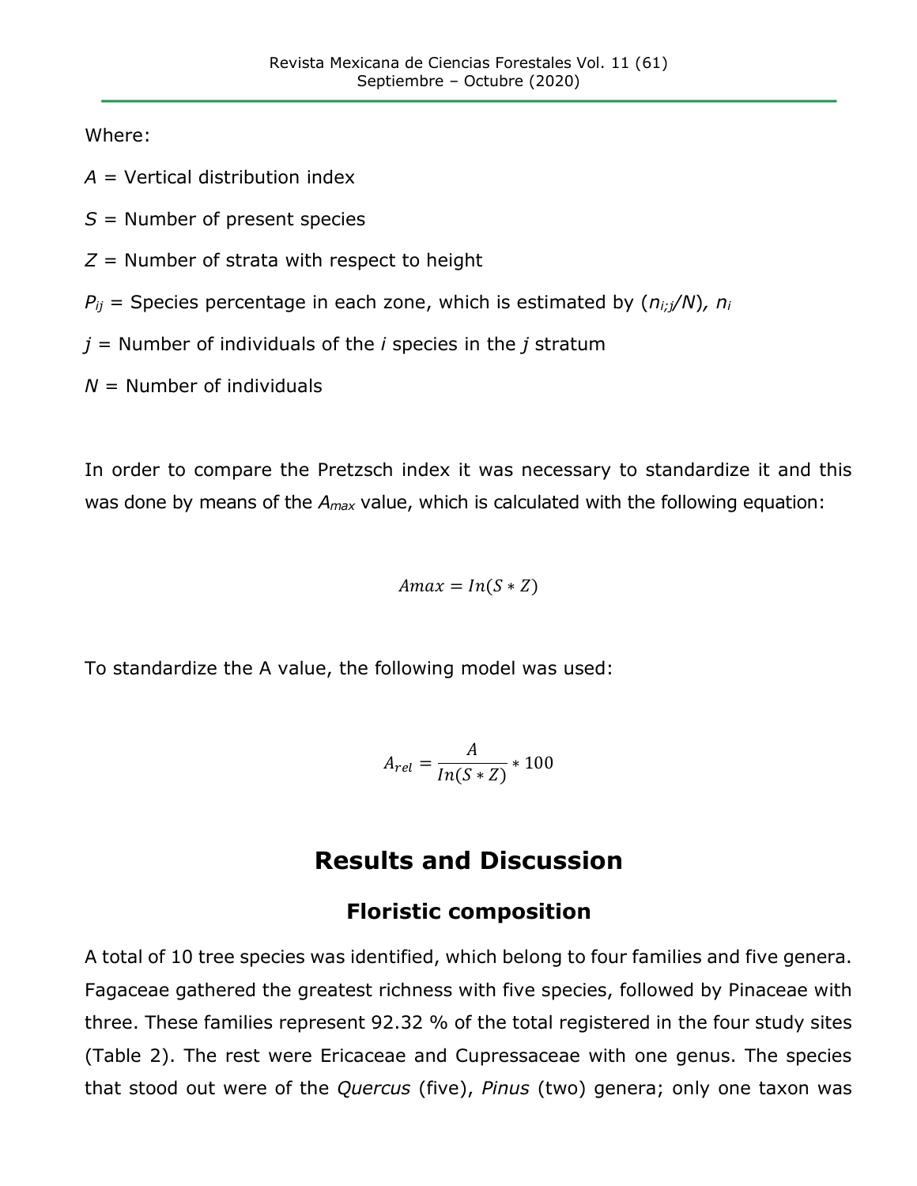Where:

$A$ = Vertical distribution index

$S$ = Number of present species

$Z$ = Number of strata with respect to height

$P_{ij}$ = Species percentage in each zone, which is estimated by ($n_{i;j}/N$), $n_i$

$j$ = Number of individuals of the $i$ species in the $j$ stratum

$N$ = Number of individuals

In order to compare the Pretzsch index it was necessary to standardize it and this was done by means of the $A_{max}$ value, which is calculated with the following equation:

$$Amax = In(S * Z)$$

To standardize the A value, the following model was used:

$$A_{rel} = \frac{A}{In(S * Z)} * 100$$

# Results and Discussion

## Floristic composition

A total of 10 tree species was identified, which belong to four families and five genera. Fagaceae gathered the greatest richness with five species, followed by Pinaceae with three. These families represent 92.32 % of the total registered in the four study sites (Table 2). The rest were Ericaceae and Cupressaceae with one genus. The species that stood out were of the *Quercus* (five), *Pinus* (two) genera; only one taxon was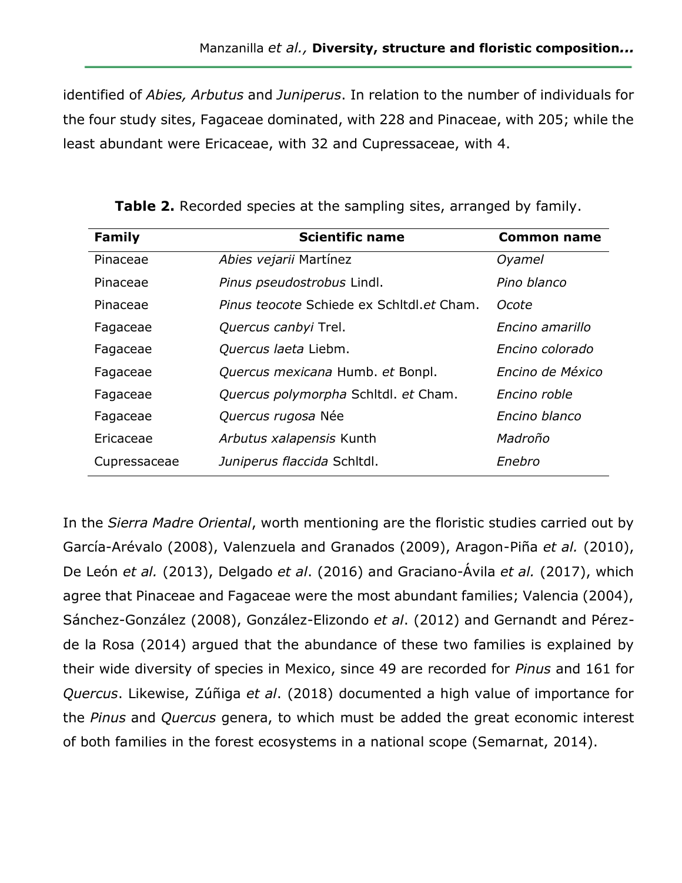identified of *Abies, Arbutus* and *Juniperus*. In relation to the number of individuals for the four study sites, Fagaceae dominated, with 228 and Pinaceae, with 205; while the least abundant were Ericaceae, with 32 and Cupressaceae, with 4.

**Table 2.** Recorded species at the sampling sites, arranged by family.

| Family | Scientific name | Common name |
|---|---|---|
| Pinaceae | *Abies vejarii* Martínez | *Oyamel* |
| Pinaceae | *Pinus pseudostrobus* Lindl. | *Pino blanco* |
| Pinaceae | *Pinus teocote* Schiede ex Schltdl.*et* Cham. | *Ocote* |
| Fagaceae | *Quercus canbyi* Trel. | *Encino amarillo* |
| Fagaceae | *Quercus laeta* Liebm. | *Encino colorado* |
| Fagaceae | *Quercus mexicana* Humb. *et* Bonpl. | *Encino de México* |
| Fagaceae | *Quercus polymorpha* Schltdl. *et* Cham. | *Encino roble* |
| Fagaceae | *Quercus rugosa* Née | *Encino blanco* |
| Ericaceae | *Arbutus xalapensis* Kunth | *Madroño* |
| Cupressaceae | *Juniperus flaccida* Schltdl. | *Enebro* |

In the *Sierra Madre Oriental*, worth mentioning are the floristic studies carried out by García-Arévalo (2008), Valenzuela and Granados (2009), Aragon-Piña *et al.* (2010), De León *et al.* (2013), Delgado *et al*. (2016) and Graciano-Ávila *et al.* (2017), which agree that Pinaceae and Fagaceae were the most abundant families; Valencia (2004), Sánchez-González (2008), González-Elizondo *et al*. (2012) and Gernandt and Pérez-de la Rosa (2014) argued that the abundance of these two families is explained by their wide diversity of species in Mexico, since 49 are recorded for *Pinus* and 161 for *Quercus*. Likewise, Zúñiga *et al*. (2018) documented a high value of importance for the *Pinus* and *Quercus* genera, to which must be added the great economic interest of both families in the forest ecosystems in a national scope (Semarnat, 2014).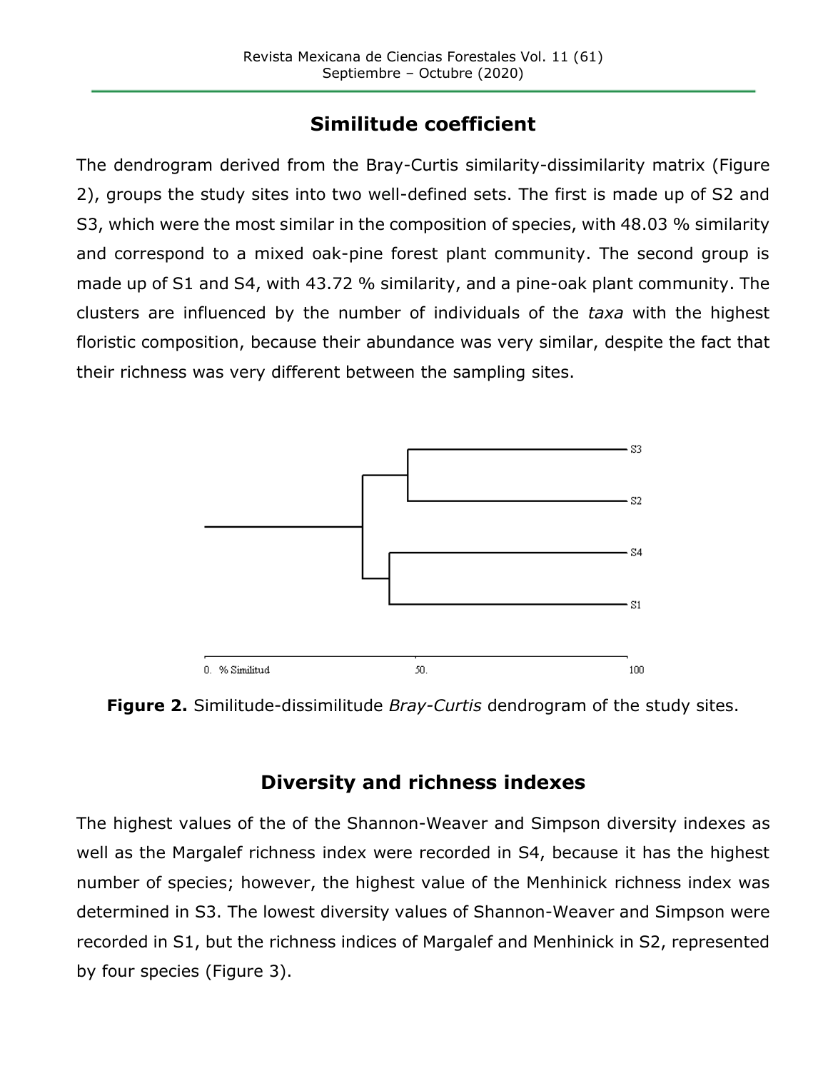## Similitude coefficient

The dendrogram derived from the Bray-Curtis similarity-dissimilarity matrix (Figure 2), groups the study sites into two well-defined sets. The first is made up of S2 and S3, which were the most similar in the composition of species, with 48.03 % similarity and correspond to a mixed oak-pine forest plant community. The second group is made up of S1 and S4, with 43.72 % similarity, and a pine-oak plant community. The clusters are influenced by the number of individuals of the *taxa* with the highest floristic composition, because their abundance was very similar, despite the fact that their richness was very different between the sampling sites.

**Figure 2.** Similitude-dissimilitude *Bray-Curtis* dendrogram of the study sites.

## Diversity and richness indexes

The highest values of the of the Shannon-Weaver and Simpson diversity indexes as well as the Margalef richness index were recorded in S4, because it has the highest number of species; however, the highest value of the Menhinick richness index was determined in S3. The lowest diversity values of Shannon-Weaver and Simpson were recorded in S1, but the richness indices of Margalef and Menhinick in S2, represented by four species (Figure 3).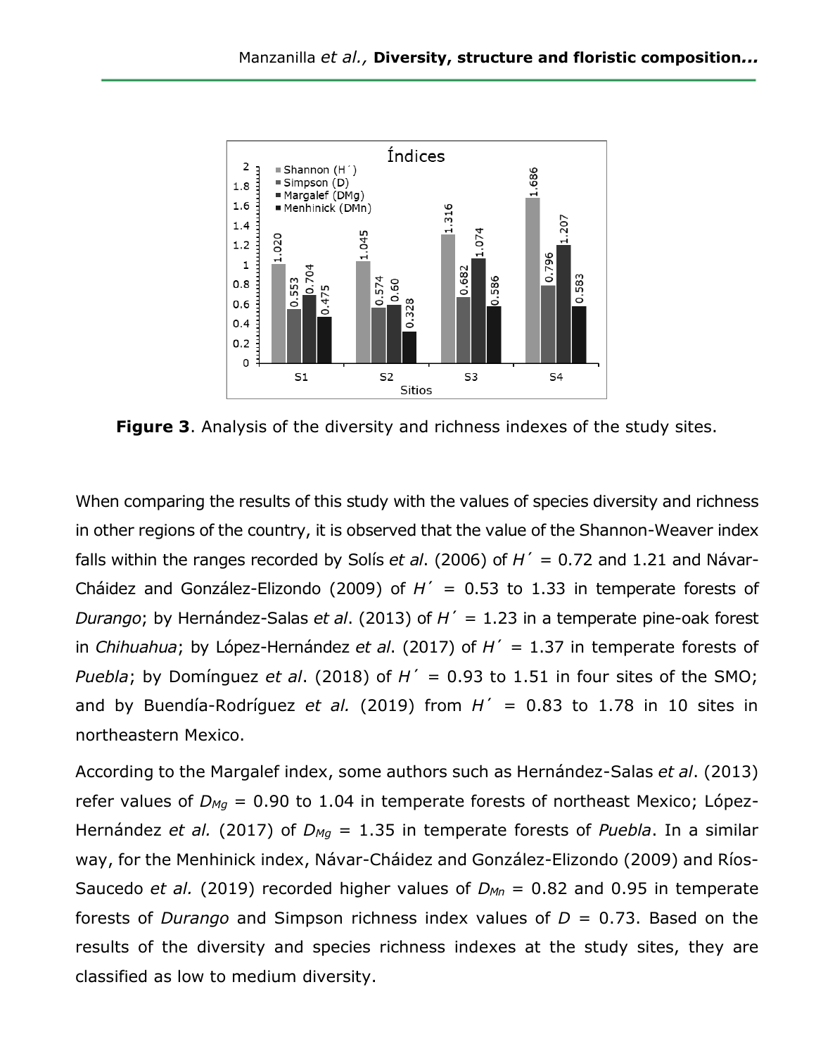**Figure 3**. Analysis of the diversity and richness indexes of the study sites.

When comparing the results of this study with the values of species diversity and richness in other regions of the country, it is observed that the value of the Shannon-Weaver index falls within the ranges recorded by Solís *et al*. (2006) of $H'$ = 0.72 and 1.21 and Návar-Cháidez and González-Elizondo (2009) of $H'$ = 0.53 to 1.33 in temperate forests of *Durango*; by Hernández-Salas *et al*. (2013) of $H'$ = 1.23 in a temperate pine-oak forest in *Chihuahua*; by López-Hernández *et al*. (2017) of $H'$ = 1.37 in temperate forests of *Puebla*; by Domínguez *et al*. (2018) of $H'$ = 0.93 to 1.51 in four sites of the SMO; and by Buendía-Rodríguez *et al.* (2019) from $H'$ = 0.83 to 1.78 in 10 sites in northeastern Mexico.

According to the Margalef index, some authors such as Hernández-Salas *et al*. (2013) refer values of $D_{Mg}$ = 0.90 to 1.04 in temperate forests of northeast Mexico; López-Hernández *et al.* (2017) of $D_{Mg}$ = 1.35 in temperate forests of *Puebla*. In a similar way, for the Menhinick index, Návar-Cháidez and González-Elizondo (2009) and Ríos-Saucedo *et al.* (2019) recorded higher values of $D_{Mn}$ = 0.82 and 0.95 in temperate forests of *Durango* and Simpson richness index values of $D$ = 0.73. Based on the results of the diversity and species richness indexes at the study sites, they are classified as low to medium diversity.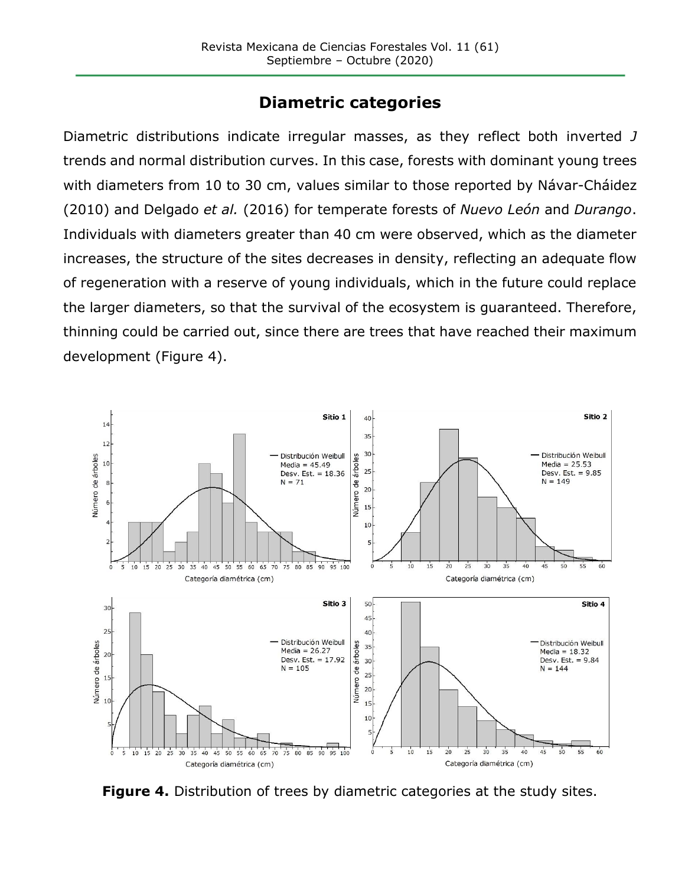## Diametric categories

Diametric distributions indicate irregular masses, as they reflect both inverted *J* trends and normal distribution curves. In this case, forests with dominant young trees with diameters from 10 to 30 cm, values similar to those reported by Návar-Cháidez (2010) and Delgado *et al.* (2016) for temperate forests of *Nuevo León* and *Durango*. Individuals with diameters greater than 40 cm were observed, which as the diameter increases, the structure of the sites decreases in density, reflecting an adequate flow of regeneration with a reserve of young individuals, which in the future could replace the larger diameters, so that the survival of the ecosystem is guaranteed. Therefore, thinning could be carried out, since there are trees that have reached their maximum development (Figure 4).

**Figure 4.** Distribution of trees by diametric categories at the study sites.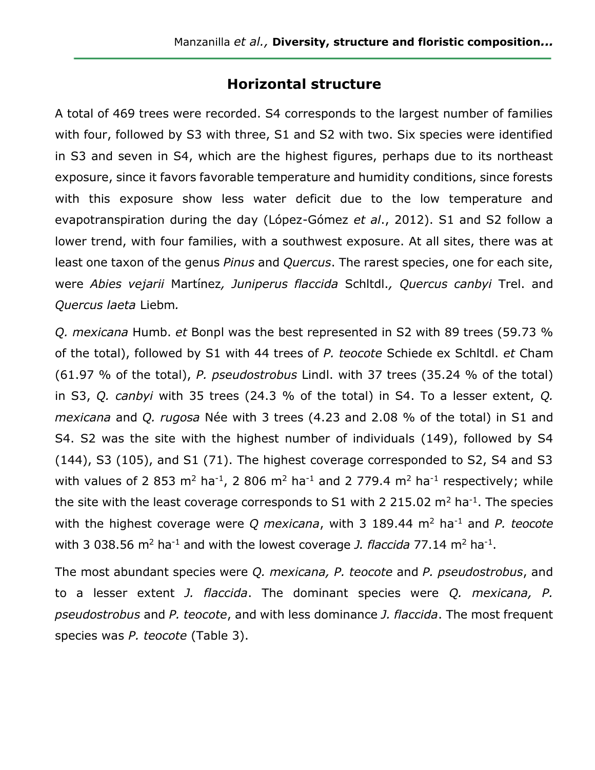## Horizontal structure

A total of 469 trees were recorded. S4 corresponds to the largest number of families with four, followed by S3 with three, S1 and S2 with two. Six species were identified in S3 and seven in S4, which are the highest figures, perhaps due to its northeast exposure, since it favors favorable temperature and humidity conditions, since forests with this exposure show less water deficit due to the low temperature and evapotranspiration during the day (López-Gómez *et al*., 2012). S1 and S2 follow a lower trend, with four families, with a southwest exposure. At all sites, there was at least one taxon of the genus *Pinus* and *Quercus*. The rarest species, one for each site, were *Abies vejarii* Martínez*, Juniperus flaccida* Schltdl.*, Quercus canbyi* Trel. and *Quercus laeta* Liebm*.*

*Q. mexicana* Humb. *et* Bonpl was the best represented in S2 with 89 trees (59.73 % of the total), followed by S1 with 44 trees of *P. teocote* Schiede ex Schltdl. *et* Cham (61.97 % of the total), *P. pseudostrobus* Lindl. with 37 trees (35.24 % of the total) in S3, *Q. canbyi* with 35 trees (24.3 % of the total) in S4. To a lesser extent, *Q. mexicana* and *Q. rugosa* Née with 3 trees (4.23 and 2.08 % of the total) in S1 and S4. S2 was the site with the highest number of individuals (149), followed by S4 (144), S3 (105), and S1 (71). The highest coverage corresponded to S2, S4 and S3 with values of 2 853 $m^2$ $ha^{-1}$, 2 806 $m^2$ $ha^{-1}$ and 2 779.4 $m^2$ $ha^{-1}$ respectively; while the site with the least coverage corresponds to S1 with 2 215.02 $m^2$ $ha^{-1}$. The species with the highest coverage were *Q mexicana*, with 3 189.44 $m^2$ $ha^{-1}$ and *P. teocote* with 3 038.56 $m^2$ $ha^{-1}$ and with the lowest coverage *J. flaccida* 77.14 $m^2$ $ha^{-1}$.

The most abundant species were *Q. mexicana, P. teocote* and *P. pseudostrobus*, and to a lesser extent *J. flaccida*. The dominant species were *Q. mexicana, P. pseudostrobus* and *P. teocote*, and with less dominance *J. flaccida*. The most frequent species was *P. teocote* (Table 3).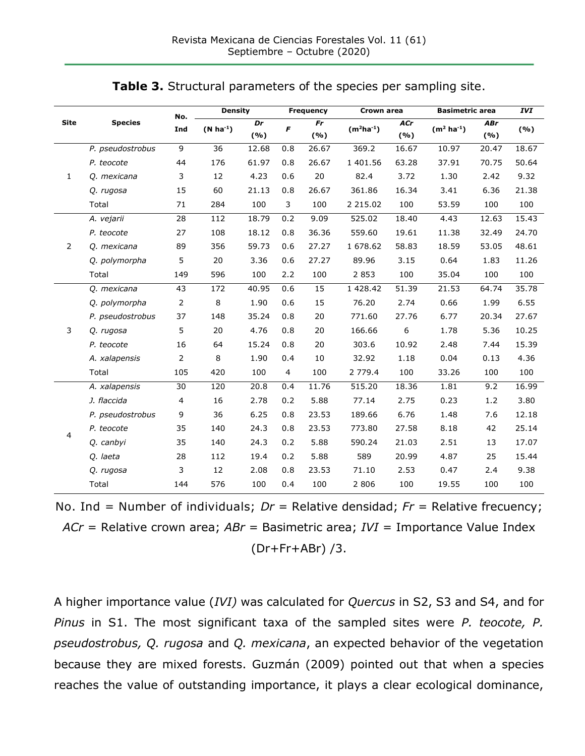**Table 3.** Structural parameters of the species per sampling site.

| Site | Species | No. Ind | Density | | Frequency | | Crown area | | Basimetric area | | *IVI* |
|---|---|---|---|---|---|---|---|---|---|---|---|
| | | | ($N\ ha^{-1}$) | *Dr* (%) | *F* | *Fr* (%) | ($m^2ha^{-1}$) | *ACr* (%) | ($m^2\ ha^{-1}$) | *ABr* (%) | (%) |
| 1 | *P. pseudostrobus* | 9 | 36 | 12.68 | 0.8 | 26.67 | 369.2 | 16.67 | 10.97 | 20.47 | 18.67 |
| | *P. teocote* | 44 | 176 | 61.97 | 0.8 | 26.67 | 1 401.56 | 63.28 | 37.91 | 70.75 | 50.64 |
| | *Q. mexicana* | 3 | 12 | 4.23 | 0.6 | 20 | 82.4 | 3.72 | 1.30 | 2.42 | 9.32 |
| | *Q. rugosa* | 15 | 60 | 21.13 | 0.8 | 26.67 | 361.86 | 16.34 | 3.41 | 6.36 | 21.38 |
| | Total | 71 | 284 | 100 | 3 | 100 | 2 215.02 | 100 | 53.59 | 100 | 100 |
| 2 | *A. vejarii* | 28 | 112 | 18.79 | 0.2 | 9.09 | 525.02 | 18.40 | 4.43 | 12.63 | 15.43 |
| | *P. teocote* | 27 | 108 | 18.12 | 0.8 | 36.36 | 559.60 | 19.61 | 11.38 | 32.49 | 24.70 |
| | *Q. mexicana* | 89 | 356 | 59.73 | 0.6 | 27.27 | 1 678.62 | 58.83 | 18.59 | 53.05 | 48.61 |
| | *Q. polymorpha* | 5 | 20 | 3.36 | 0.6 | 27.27 | 89.96 | 3.15 | 0.64 | 1.83 | 11.26 |
| | Total | 149 | 596 | 100 | 2.2 | 100 | 2 853 | 100 | 35.04 | 100 | 100 |
| 3 | *Q. mexicana* | 43 | 172 | 40.95 | 0.6 | 15 | 1 428.42 | 51.39 | 21.53 | 64.74 | 35.78 |
| | *Q. polymorpha* | 2 | 8 | 1.90 | 0.6 | 15 | 76.20 | 2.74 | 0.66 | 1.99 | 6.55 |
| | *P. pseudostrobus* | 37 | 148 | 35.24 | 0.8 | 20 | 771.60 | 27.76 | 6.77 | 20.34 | 27.67 |
| | *Q. rugosa* | 5 | 20 | 4.76 | 0.8 | 20 | 166.66 | 6 | 1.78 | 5.36 | 10.25 |
| | *P. teocote* | 16 | 64 | 15.24 | 0.8 | 20 | 303.6 | 10.92 | 2.48 | 7.44 | 15.39 |
| | *A. xalapensis* | 2 | 8 | 1.90 | 0.4 | 10 | 32.92 | 1.18 | 0.04 | 0.13 | 4.36 |
| | Total | 105 | 420 | 100 | 4 | 100 | 2 779.4 | 100 | 33.26 | 100 | 100 |
| 4 | *A. xalapensis* | 30 | 120 | 20.8 | 0.4 | 11.76 | 515.20 | 18.36 | 1.81 | 9.2 | 16.99 |
| | *J. flaccida* | 4 | 16 | 2.78 | 0.2 | 5.88 | 77.14 | 2.75 | 0.23 | 1.2 | 3.80 |
| | *P. pseudostrobus* | 9 | 36 | 6.25 | 0.8 | 23.53 | 189.66 | 6.76 | 1.48 | 7.6 | 12.18 |
| | *P. teocote* | 35 | 140 | 24.3 | 0.8 | 23.53 | 773.80 | 27.58 | 8.18 | 42 | 25.14 |
| | *Q. canbyi* | 35 | 140 | 24.3 | 0.2 | 5.88 | 590.24 | 21.03 | 2.51 | 13 | 17.07 |
| | *Q. laeta* | 28 | 112 | 19.4 | 0.2 | 5.88 | 589 | 20.99 | 4.87 | 25 | 15.44 |
| | *Q. rugosa* | 3 | 12 | 2.08 | 0.8 | 23.53 | 71.10 | 2.53 | 0.47 | 2.4 | 9.38 |
| | Total | 144 | 576 | 100 | 0.4 | 100 | 2 806 | 100 | 19.55 | 100 | 100 |

No. Ind = Number of individuals; *Dr* = Relative densidad; *Fr* = Relative frecuency; *ACr* = Relative crown area; *ABr* = Basimetric area; *IVI* = Importance Value Index (Dr+Fr+ABr) /3.

A higher importance value (*IVI)* was calculated for *Quercus* in S2, S3 and S4, and for *Pinus* in S1. The most significant taxa of the sampled sites were *P. teocote, P. pseudostrobus, Q. rugosa* and *Q. mexicana*, an expected behavior of the vegetation because they are mixed forests. Guzmán (2009) pointed out that when a species reaches the value of outstanding importance, it plays a clear ecological dominance,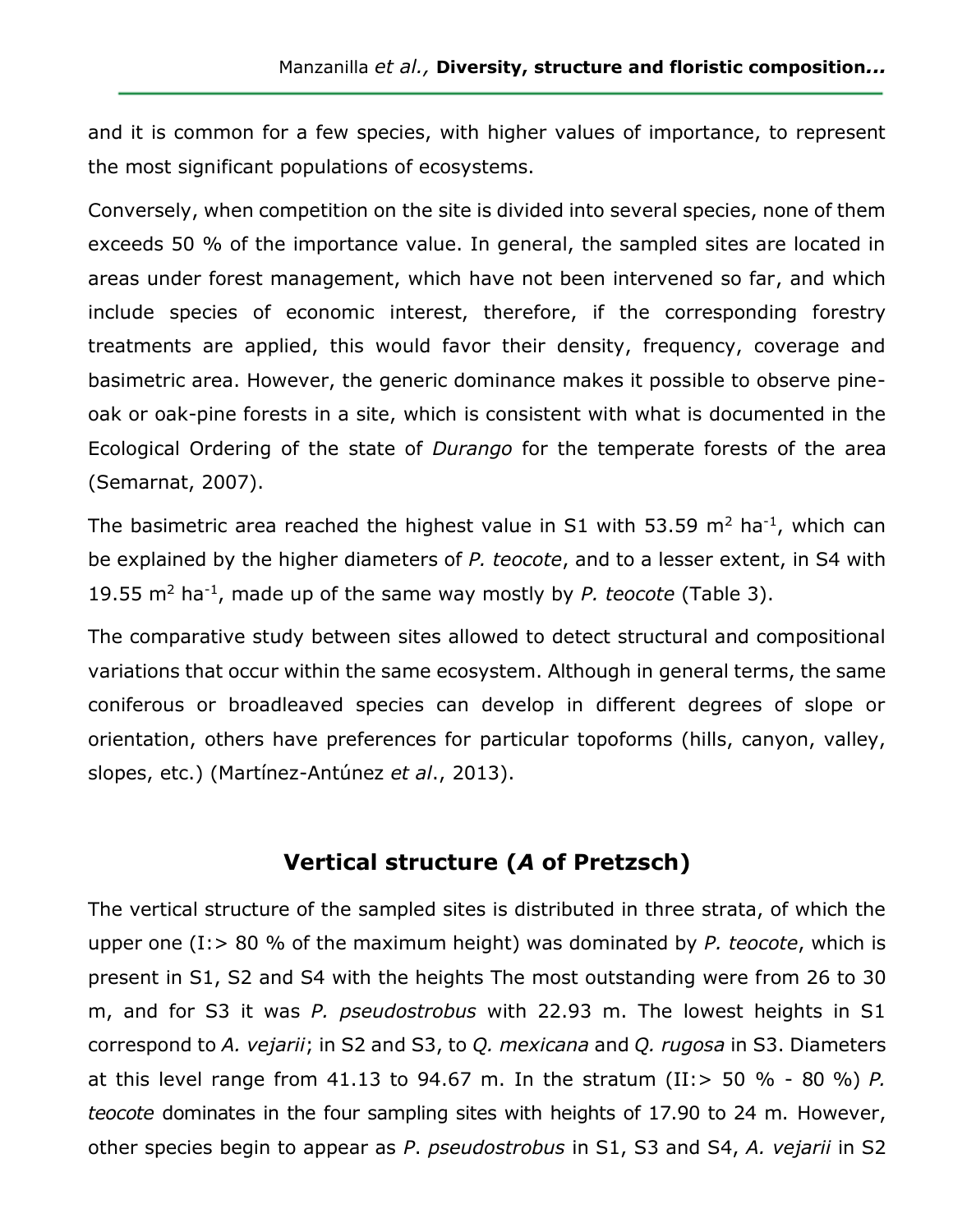and it is common for a few species, with higher values of importance, to represent the most significant populations of ecosystems.

Conversely, when competition on the site is divided into several species, none of them exceeds 50 % of the importance value. In general, the sampled sites are located in areas under forest management, which have not been intervened so far, and which include species of economic interest, therefore, if the corresponding forestry treatments are applied, this would favor their density, frequency, coverage and basimetric area. However, the generic dominance makes it possible to observe pine-oak or oak-pine forests in a site, which is consistent with what is documented in the Ecological Ordering of the state of *Durango* for the temperate forests of the area (Semarnat, 2007).

The basimetric area reached the highest value in S1 with 53.59 m$^2$ ha$^{-1}$, which can be explained by the higher diameters of *P. teocote*, and to a lesser extent, in S4 with 19.55 m$^2$ ha$^{-1}$, made up of the same way mostly by *P. teocote* (Table 3).

The comparative study between sites allowed to detect structural and compositional variations that occur within the same ecosystem. Although in general terms, the same coniferous or broadleaved species can develop in different degrees of slope or orientation, others have preferences for particular topoforms (hills, canyon, valley, slopes, etc.) (Martínez-Antúnez *et al*., 2013).

## Vertical structure (*A* of Pretzsch)

The vertical structure of the sampled sites is distributed in three strata, of which the upper one (I:> 80 % of the maximum height) was dominated by *P. teocote*, which is present in S1, S2 and S4 with the heights The most outstanding were from 26 to 30 m, and for S3 it was *P. pseudostrobus* with 22.93 m. The lowest heights in S1 correspond to *A. vejarii*; in S2 and S3, to *Q. mexicana* and *Q. rugosa* in S3. Diameters at this level range from 41.13 to 94.67 m. In the stratum (II:> 50 % - 80 %) *P. teocote* dominates in the four sampling sites with heights of 17.90 to 24 m. However, other species begin to appear as *P*. *pseudostrobus* in S1, S3 and S4, *A. vejarii* in S2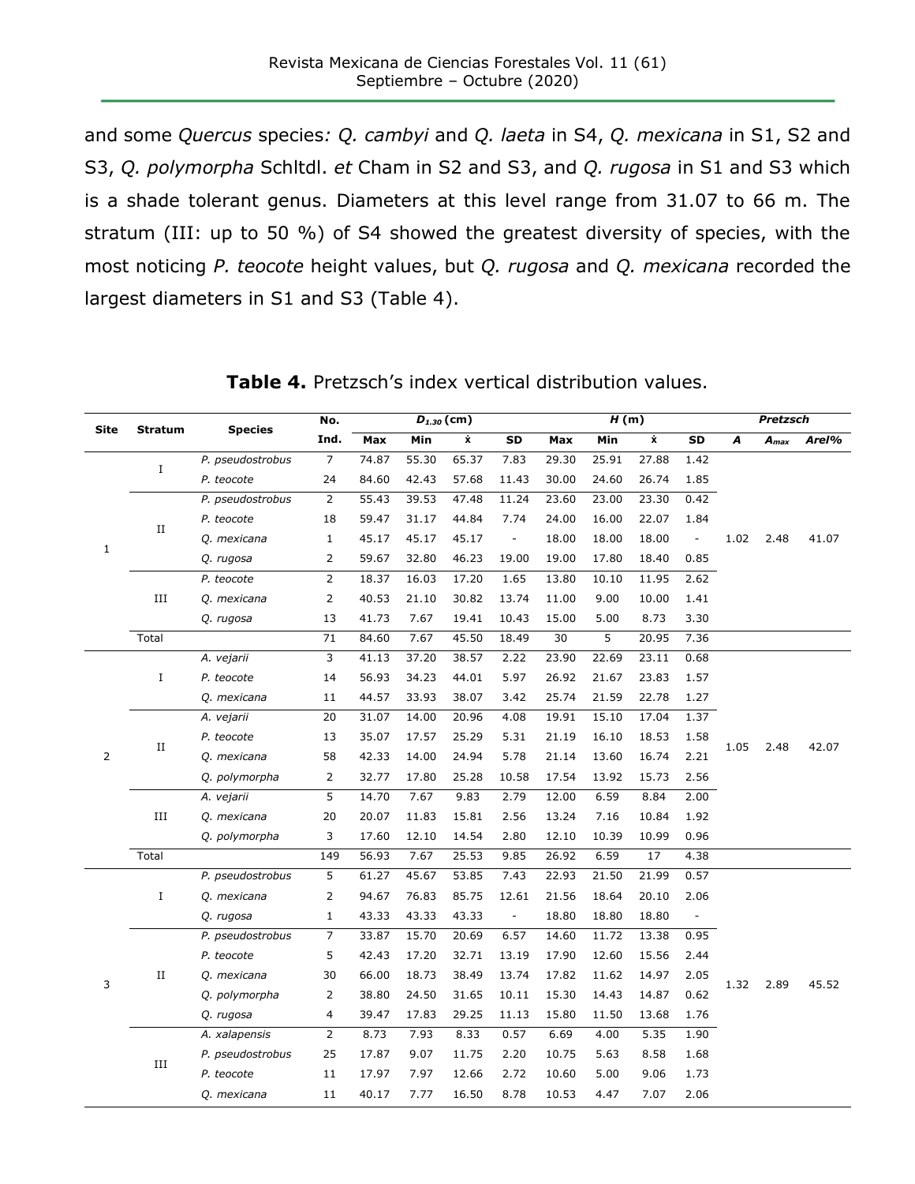and some *Quercus* species*: Q. cambyi* and *Q. laeta* in S4, *Q. mexicana* in S1, S2 and S3, *Q. polymorpha* Schltdl. *et* Cham in S2 and S3, and *Q. rugosa* in S1 and S3 which is a shade tolerant genus. Diameters at this level range from 31.07 to 66 m. The stratum (III: up to 50 %) of S4 showed the greatest diversity of species, with the most noticing *P. teocote* height values, but *Q. rugosa* and *Q. mexicana* recorded the largest diameters in S1 and S3 (Table 4).

**Table 4.** Pretzsch's index vertical distribution values.

| Site | Stratum | Species | No. Ind. | $D_{1.30}$ (cm) | | | | *H* (m) | | | | Pretzsch | | |
|---|---|---|---|---|---|---|---|---|---|---|---|---|---|---|
| | | | | Max | Min | ẋ | SD | Max | Min | ẋ | SD | *A* | $A_{max}$ | *Arel%* |
| 1 | I | *P. pseudostrobus* | 7 | 74.87 | 55.30 | 65.37 | 7.83 | 29.30 | 25.91 | 27.88 | 1.42 | 1.02 | 2.48 | 41.07 |
| | | *P. teocote* | 24 | 84.60 | 42.43 | 57.68 | 11.43 | 30.00 | 24.60 | 26.74 | 1.85 | | | |
| | II | *P. pseudostrobus* | 2 | 55.43 | 39.53 | 47.48 | 11.24 | 23.60 | 23.00 | 23.30 | 0.42 | | | |
| | | *P. teocote* | 18 | 59.47 | 31.17 | 44.84 | 7.74 | 24.00 | 16.00 | 22.07 | 1.84 | | | |
| | | *Q. mexicana* | 1 | 45.17 | 45.17 | 45.17 | - | 18.00 | 18.00 | 18.00 | - | | | |
| | | *Q. rugosa* | 2 | 59.67 | 32.80 | 46.23 | 19.00 | 19.00 | 17.80 | 18.40 | 0.85 | | | |
| | III | *P. teocote* | 2 | 18.37 | 16.03 | 17.20 | 1.65 | 13.80 | 10.10 | 11.95 | 2.62 | | | |
| | | *Q. mexicana* | 2 | 40.53 | 21.10 | 30.82 | 13.74 | 11.00 | 9.00 | 10.00 | 1.41 | | | |
| | | *Q. rugosa* | 13 | 41.73 | 7.67 | 19.41 | 10.43 | 15.00 | 5.00 | 8.73 | 3.30 | | | |
| | Total | | 71 | 84.60 | 7.67 | 45.50 | 18.49 | 30 | 5 | 20.95 | 7.36 | | | |
| 2 | I | *A. vejarii* | 3 | 41.13 | 37.20 | 38.57 | 2.22 | 23.90 | 22.69 | 23.11 | 0.68 | 1.05 | 2.48 | 42.07 |
| | | *P. teocote* | 14 | 56.93 | 34.23 | 44.01 | 5.97 | 26.92 | 21.67 | 23.83 | 1.57 | | | |
| | | *Q. mexicana* | 11 | 44.57 | 33.93 | 38.07 | 3.42 | 25.74 | 21.59 | 22.78 | 1.27 | | | |
| | II | *A. vejarii* | 20 | 31.07 | 14.00 | 20.96 | 4.08 | 19.91 | 15.10 | 17.04 | 1.37 | | | |
| | | *P. teocote* | 13 | 35.07 | 17.57 | 25.29 | 5.31 | 21.19 | 16.10 | 18.53 | 1.58 | | | |
| | | *Q. mexicana* | 58 | 42.33 | 14.00 | 24.94 | 5.78 | 21.14 | 13.60 | 16.74 | 2.21 | | | |
| | | *Q. polymorpha* | 2 | 32.77 | 17.80 | 25.28 | 10.58 | 17.54 | 13.92 | 15.73 | 2.56 | | | |
| | III | *A. vejarii* | 5 | 14.70 | 7.67 | 9.83 | 2.79 | 12.00 | 6.59 | 8.84 | 2.00 | | | |
| | | *Q. mexicana* | 20 | 20.07 | 11.83 | 15.81 | 2.56 | 13.24 | 7.16 | 10.84 | 1.92 | | | |
| | | *Q. polymorpha* | 3 | 17.60 | 12.10 | 14.54 | 2.80 | 12.10 | 10.39 | 10.99 | 0.96 | | | |
| | Total | | 149 | 56.93 | 7.67 | 25.53 | 9.85 | 26.92 | 6.59 | 17 | 4.38 | | | |
| 3 | I | *P. pseudostrobus* | 5 | 61.27 | 45.67 | 53.85 | 7.43 | 22.93 | 21.50 | 21.99 | 0.57 | 1.32 | 2.89 | 45.52 |
| | | *Q. mexicana* | 2 | 94.67 | 76.83 | 85.75 | 12.61 | 21.56 | 18.64 | 20.10 | 2.06 | | | |
| | | *Q. rugosa* | 1 | 43.33 | 43.33 | 43.33 | - | 18.80 | 18.80 | 18.80 | - | | | |
| | II | *P. pseudostrobus* | 7 | 33.87 | 15.70 | 20.69 | 6.57 | 14.60 | 11.72 | 13.38 | 0.95 | | | |
| | | *P. teocote* | 5 | 42.43 | 17.20 | 32.71 | 13.19 | 17.90 | 12.60 | 15.56 | 2.44 | | | |
| | | *Q. mexicana* | 30 | 66.00 | 18.73 | 38.49 | 13.74 | 17.82 | 11.62 | 14.97 | 2.05 | | | |
| | | *Q. polymorpha* | 2 | 38.80 | 24.50 | 31.65 | 10.11 | 15.30 | 14.43 | 14.87 | 0.62 | | | |
| | | *Q. rugosa* | 4 | 39.47 | 17.83 | 29.25 | 11.13 | 15.80 | 11.50 | 13.68 | 1.76 | | | |
| | III | *A. xalapensis* | 2 | 8.73 | 7.93 | 8.33 | 0.57 | 6.69 | 4.00 | 5.35 | 1.90 | | | |
| | | *P. pseudostrobus* | 25 | 17.87 | 9.07 | 11.75 | 2.20 | 10.75 | 5.63 | 8.58 | 1.68 | | | |
| | | *P. teocote* | 11 | 17.97 | 7.97 | 12.66 | 2.72 | 10.60 | 5.00 | 9.06 | 1.73 | | | |
| | | *Q. mexicana* | 11 | 40.17 | 7.77 | 16.50 | 8.78 | 10.53 | 4.47 | 7.07 | 2.06 | | | |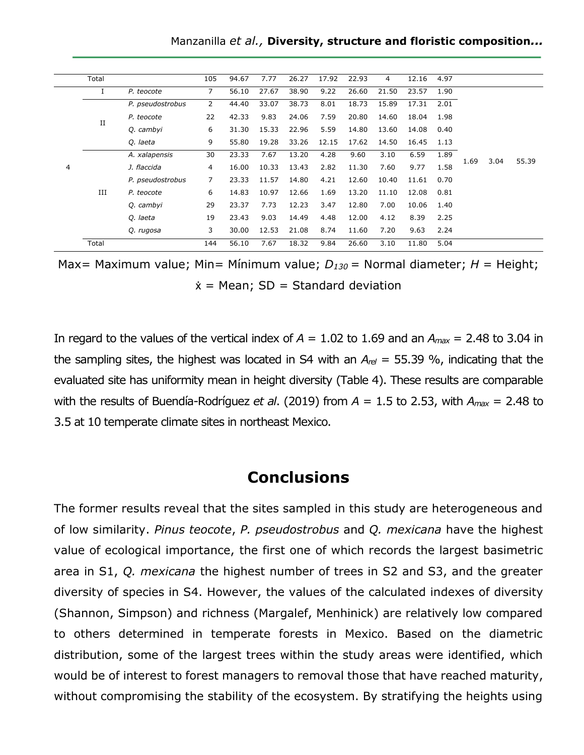| | Total | | 105 | 94.67 | 7.77 | 26.27 | 17.92 | 22.93 | 4 | 12.16 | 4.97 | | | |
|---|---|---|---|---|---|---|---|---|---|---|---|---|---|---|
| 4 | I | *P. teocote* | 7 | 56.10 | 27.67 | 38.90 | 9.22 | 26.60 | 21.50 | 23.57 | 1.90 | 1.69 | 3.04 | 55.39 |
| | II | *P. pseudostrobus* | 2 | 44.40 | 33.07 | 38.73 | 8.01 | 18.73 | 15.89 | 17.31 | 2.01 | | | |
| | | *P. teocote* | 22 | 42.33 | 9.83 | 24.06 | 7.59 | 20.80 | 14.60 | 18.04 | 1.98 | | | |
| | | *Q. cambyi* | 6 | 31.30 | 15.33 | 22.96 | 5.59 | 14.80 | 13.60 | 14.08 | 0.40 | | | |
| | | *Q. laeta* | 9 | 55.80 | 19.28 | 33.26 | 12.15 | 17.62 | 14.50 | 16.45 | 1.13 | | | |
| | III | *A. xalapensis* | 30 | 23.33 | 7.67 | 13.20 | 4.28 | 9.60 | 3.10 | 6.59 | 1.89 | | | |
| | | *J. flaccida* | 4 | 16.00 | 10.33 | 13.43 | 2.82 | 11.30 | 7.60 | 9.77 | 1.58 | | | |
| | | *P. pseudostrobus* | 7 | 23.33 | 11.57 | 14.80 | 4.21 | 12.60 | 10.40 | 11.61 | 0.70 | | | |
| | | *P. teocote* | 6 | 14.83 | 10.97 | 12.66 | 1.69 | 13.20 | 11.10 | 12.08 | 0.81 | | | |
| | | *Q. cambyi* | 29 | 23.37 | 7.73 | 12.23 | 3.47 | 12.80 | 7.00 | 10.06 | 1.40 | | | |
| | | *Q. laeta* | 19 | 23.43 | 9.03 | 14.49 | 4.48 | 12.00 | 4.12 | 8.39 | 2.25 | | | |
| | | *Q. rugosa* | 3 | 30.00 | 12.53 | 21.08 | 8.74 | 11.60 | 7.20 | 9.63 | 2.24 | | | |
| | Total | | 144 | 56.10 | 7.67 | 18.32 | 9.84 | 26.60 | 3.10 | 11.80 | 5.04 | | | |

Max= Maximum value; Min= Mínimum value; $D_{130}$ = Normal diameter; $H$ = Height; $\dot{x}$ = Mean; SD = Standard deviation

In regard to the values of the vertical index of $A$ = 1.02 to 1.69 and an $A_{max}$ = 2.48 to 3.04 in the sampling sites, the highest was located in S4 with an $A_{rel}$ = 55.39 %, indicating that the evaluated site has uniformity mean in height diversity (Table 4). These results are comparable with the results of Buendía-Rodríguez *et al*. (2019) from $A$ = 1.5 to 2.53, with $A_{max}$ = 2.48 to 3.5 at 10 temperate climate sites in northeast Mexico.

## Conclusions

The former results reveal that the sites sampled in this study are heterogeneous and of low similarity. *Pinus teocote*, *P. pseudostrobus* and *Q. mexicana* have the highest value of ecological importance, the first one of which records the largest basimetric area in S1, *Q. mexicana* the highest number of trees in S2 and S3, and the greater diversity of species in S4. However, the values of the calculated indexes of diversity (Shannon, Simpson) and richness (Margalef, Menhinick) are relatively low compared to others determined in temperate forests in Mexico. Based on the diametric distribution, some of the largest trees within the study areas were identified, which would be of interest to forest managers to removal those that have reached maturity, without compromising the stability of the ecosystem. By stratifying the heights using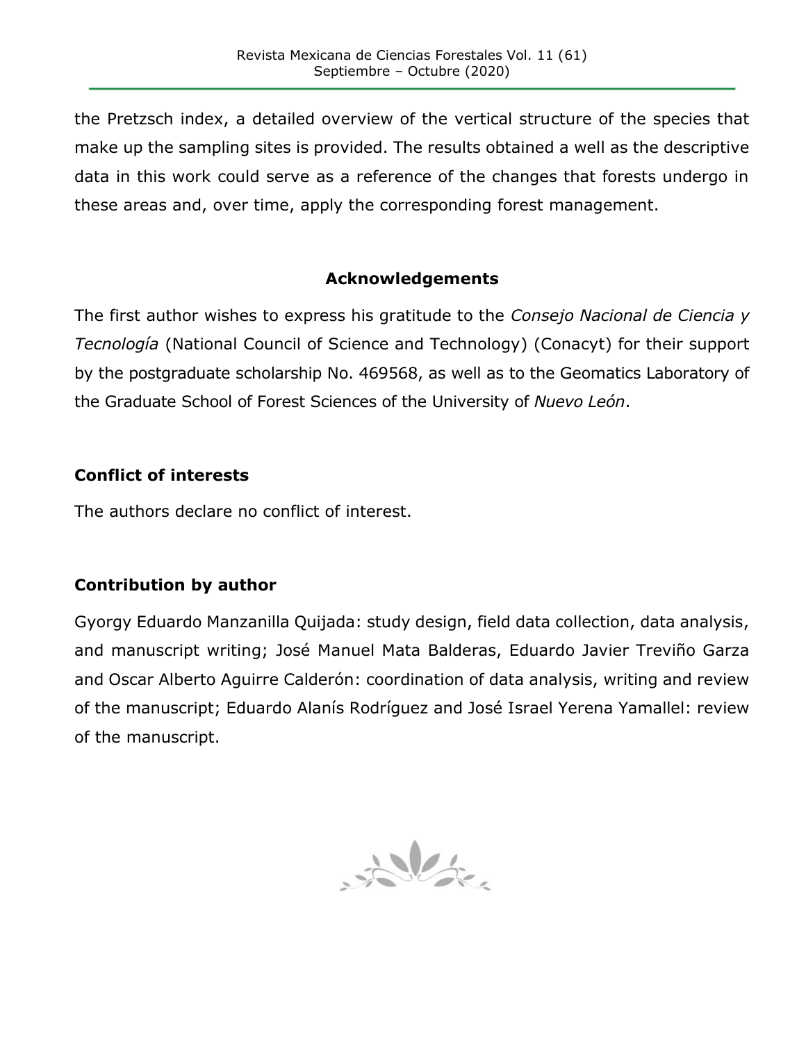the Pretzsch index, a detailed overview of the vertical structure of the species that make up the sampling sites is provided. The results obtained a well as the descriptive data in this work could serve as a reference of the changes that forests undergo in these areas and, over time, apply the corresponding forest management.

## Acknowledgements

The first author wishes to express his gratitude to the *Consejo Nacional de Ciencia y Tecnología* (National Council of Science and Technology) (Conacyt) for their support by the postgraduate scholarship No. 469568, as well as to the Geomatics Laboratory of the Graduate School of Forest Sciences of the University of *Nuevo León*.

## Conflict of interests

The authors declare no conflict of interest.

## Contribution by author

Gyorgy Eduardo Manzanilla Quijada: study design, field data collection, data analysis, and manuscript writing; José Manuel Mata Balderas, Eduardo Javier Treviño Garza and Oscar Alberto Aguirre Calderón: coordination of data analysis, writing and review of the manuscript; Eduardo Alanís Rodríguez and José Israel Yerena Yamallel: review of the manuscript.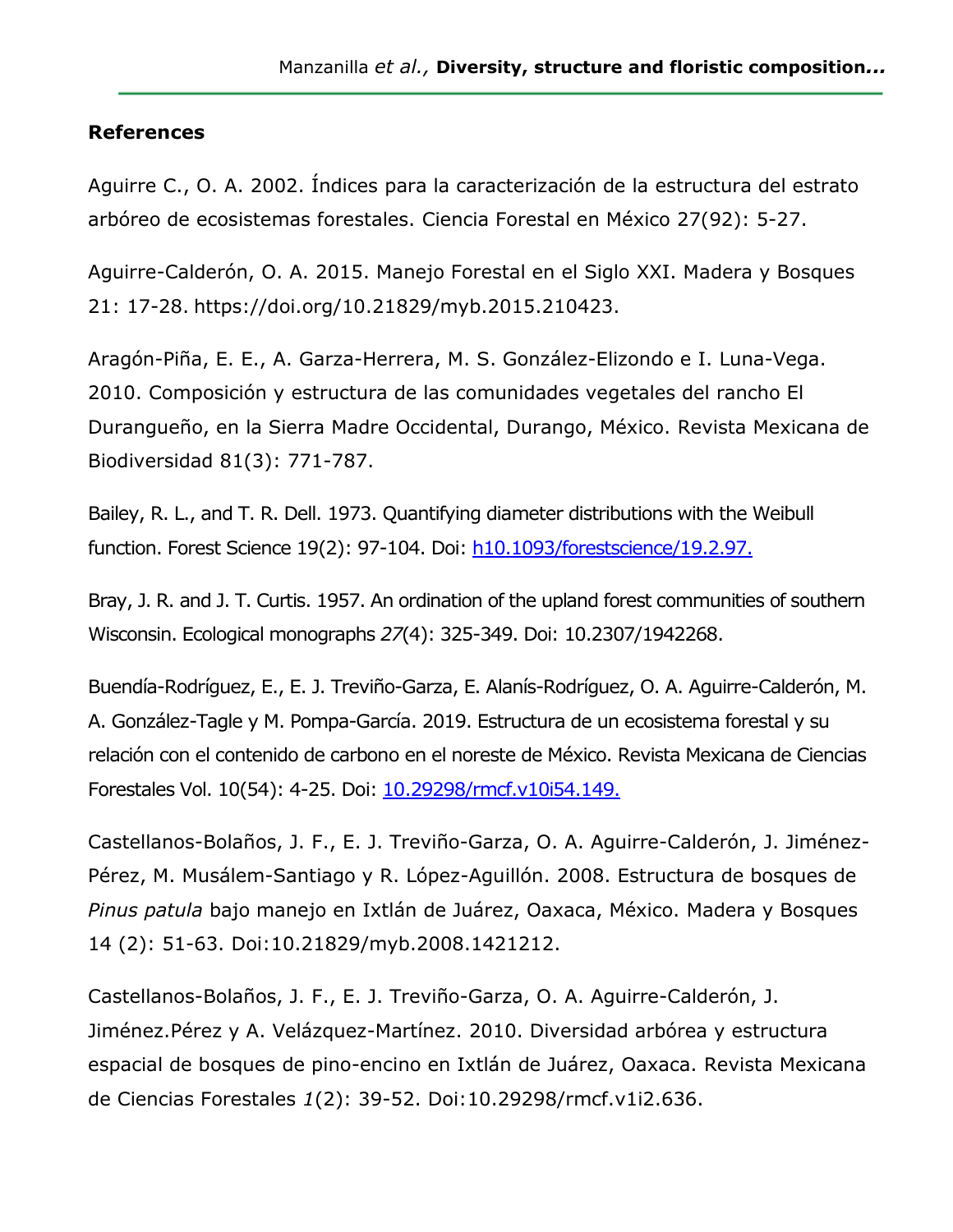## References

Aguirre C., O. A. 2002. Índices para la caracterización de la estructura del estrato arbóreo de ecosistemas forestales. Ciencia Forestal en México 27(92): 5-27.

Aguirre-Calderón, O. A. 2015. Manejo Forestal en el Siglo XXI. Madera y Bosques 21: 17-28. https://doi.org/10.21829/myb.2015.210423.

Aragón-Piña, E. E., A. Garza-Herrera, M. S. González-Elizondo e I. Luna-Vega. 2010. Composición y estructura de las comunidades vegetales del rancho El Durangueño, en la Sierra Madre Occidental, Durango, México. Revista Mexicana de Biodiversidad 81(3): 771-787.

Bailey, R. L., and T. R. Dell. 1973. Quantifying diameter distributions with the Weibull function. Forest Science 19(2): 97-104. Doi: h10.1093/forestscience/19.2.97.

Bray, J. R. and J. T. Curtis. 1957. An ordination of the upland forest communities of southern Wisconsin. Ecological monographs *27*(4): 325-349. Doi: 10.2307/1942268.

Buendía-Rodríguez, E., E. J. Treviño-Garza, E. Alanís-Rodríguez, O. A. Aguirre-Calderón, M. A. González-Tagle y M. Pompa-García. 2019. Estructura de un ecosistema forestal y su relación con el contenido de carbono en el noreste de México. Revista Mexicana de Ciencias Forestales Vol. 10(54): 4-25. Doi: 10.29298/rmcf.v10i54.149.

Castellanos-Bolaños, J. F., E. J. Treviño-Garza, O. A. Aguirre-Calderón, J. Jiménez-Pérez, M. Musálem-Santiago y R. López-Aguillón. 2008. Estructura de bosques de *Pinus patula* bajo manejo en Ixtlán de Juárez, Oaxaca, México. Madera y Bosques 14 (2): 51-63. Doi:10.21829/myb.2008.1421212.

Castellanos-Bolaños, J. F., E. J. Treviño-Garza, O. A. Aguirre-Calderón, J. Jiménez.Pérez y A. Velázquez-Martínez. 2010. Diversidad arbórea y estructura espacial de bosques de pino-encino en Ixtlán de Juárez, Oaxaca. Revista Mexicana de Ciencias Forestales *1*(2): 39-52. Doi:10.29298/rmcf.v1i2.636.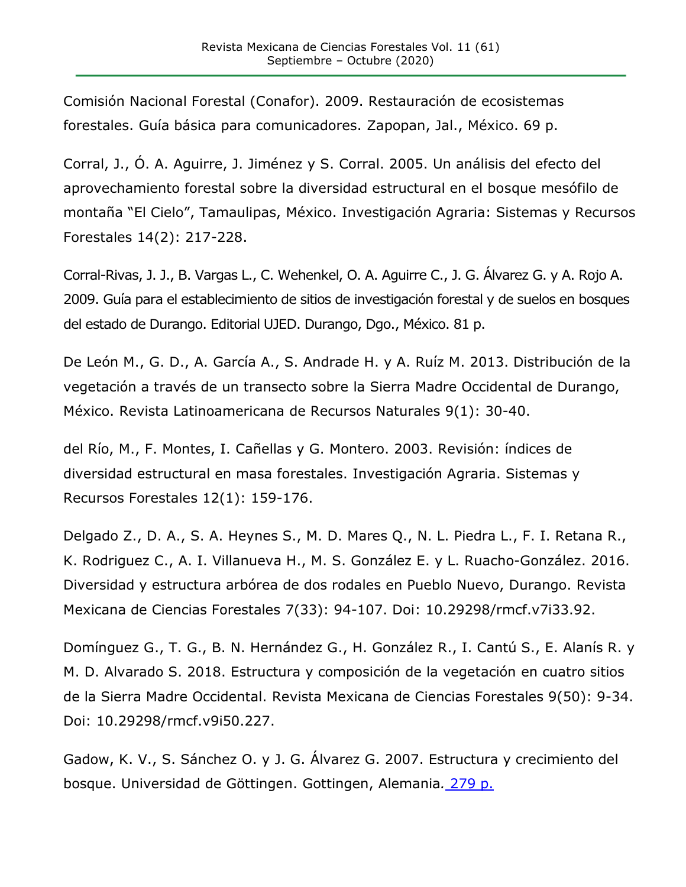Comisión Nacional Forestal (Conafor). 2009. Restauración de ecosistemas forestales. Guía básica para comunicadores. Zapopan, Jal., México. 69 p.

Corral, J., Ó. A. Aguirre, J. Jiménez y S. Corral. 2005. Un análisis del efecto del aprovechamiento forestal sobre la diversidad estructural en el bosque mesófilo de montaña "El Cielo", Tamaulipas, México. Investigación Agraria: Sistemas y Recursos Forestales 14(2): 217-228.

Corral-Rivas, J. J., B. Vargas L., C. Wehenkel, O. A. Aguirre C., J. G. Álvarez G. y A. Rojo A. 2009. Guía para el establecimiento de sitios de investigación forestal y de suelos en bosques del estado de Durango. Editorial UJED. Durango, Dgo., México. 81 p.

De León M., G. D., A. García A., S. Andrade H. y A. Ruíz M. 2013. Distribución de la vegetación a través de un transecto sobre la Sierra Madre Occidental de Durango, México. Revista Latinoamericana de Recursos Naturales 9(1): 30-40.

del Río, M., F. Montes, I. Cañellas y G. Montero. 2003. Revisión: índices de diversidad estructural en masa forestales. Investigación Agraria. Sistemas y Recursos Forestales 12(1): 159-176.

Delgado Z., D. A., S. A. Heynes S., M. D. Mares Q., N. L. Piedra L., F. I. Retana R., K. Rodriguez C., A. I. Villanueva H., M. S. González E. y L. Ruacho-González. 2016. Diversidad y estructura arbórea de dos rodales en Pueblo Nuevo, Durango. Revista Mexicana de Ciencias Forestales 7(33): 94-107. Doi: 10.29298/rmcf.v7i33.92.

Domínguez G., T. G., B. N. Hernández G., H. González R., I. Cantú S., E. Alanís R. y M. D. Alvarado S. 2018. Estructura y composición de la vegetación en cuatro sitios de la Sierra Madre Occidental. Revista Mexicana de Ciencias Forestales 9(50): 9-34. Doi: 10.29298/rmcf.v9i50.227.

Gadow, K. V., S. Sánchez O. y J. G. Álvarez G. 2007. Estructura y crecimiento del bosque. Universidad de Göttingen. Gottingen, Alemania. 279 p.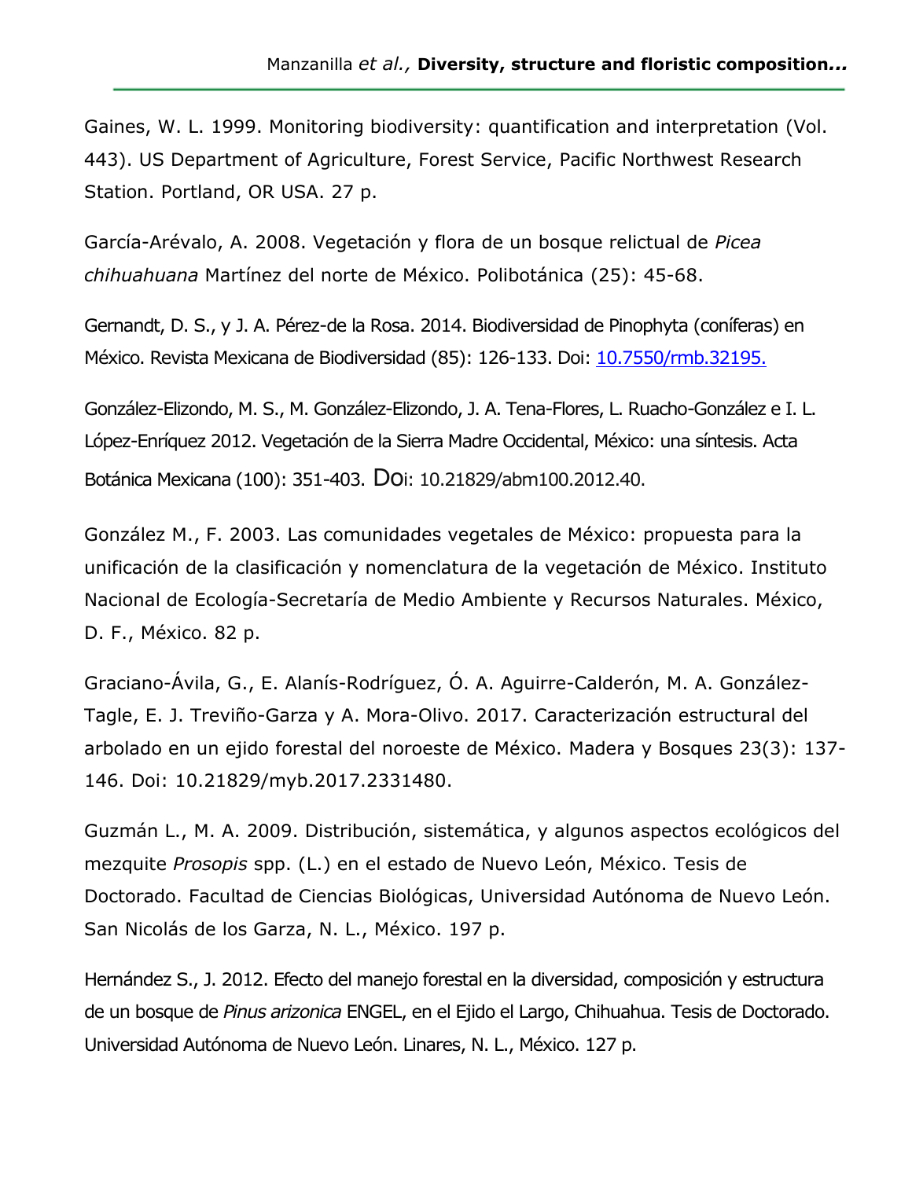Gaines, W. L. 1999. Monitoring biodiversity: quantification and interpretation (Vol. 443). US Department of Agriculture, Forest Service, Pacific Northwest Research Station. Portland, OR USA. 27 p.

García-Arévalo, A. 2008. Vegetación y flora de un bosque relictual de *Picea chihuahuana* Martínez del norte de México. Polibotánica (25): 45-68.

Gernandt, D. S., y J. A. Pérez-de la Rosa. 2014. Biodiversidad de Pinophyta (coníferas) en México. Revista Mexicana de Biodiversidad (85): 126-133. Doi: 10.7550/rmb.32195.

González-Elizondo, M. S., M. González-Elizondo, J. A. Tena-Flores, L. Ruacho-González e I. L. López-Enríquez 2012. Vegetación de la Sierra Madre Occidental, México: una síntesis. Acta Botánica Mexicana (100): 351-403. Doi: 10.21829/abm100.2012.40.

González M., F. 2003. Las comunidades vegetales de México: propuesta para la unificación de la clasificación y nomenclatura de la vegetación de México. Instituto Nacional de Ecología-Secretaría de Medio Ambiente y Recursos Naturales. México, D. F., México. 82 p.

Graciano-Ávila, G., E. Alanís-Rodríguez, Ó. A. Aguirre-Calderón, M. A. González-Tagle, E. J. Treviño-Garza y A. Mora-Olivo. 2017. Caracterización estructural del arbolado en un ejido forestal del noroeste de México. Madera y Bosques 23(3): 137-146. Doi: 10.21829/myb.2017.2331480.

Guzmán L., M. A. 2009. Distribución, sistemática, y algunos aspectos ecológicos del mezquite *Prosopis* spp. (L.) en el estado de Nuevo León, México. Tesis de Doctorado. Facultad de Ciencias Biológicas, Universidad Autónoma de Nuevo León. San Nicolás de los Garza, N. L., México. 197 p.

Hernández S., J. 2012. Efecto del manejo forestal en la diversidad, composición y estructura de un bosque de *Pinus arizonica* ENGEL, en el Ejido el Largo, Chihuahua. Tesis de Doctorado. Universidad Autónoma de Nuevo León. Linares, N. L., México. 127 p.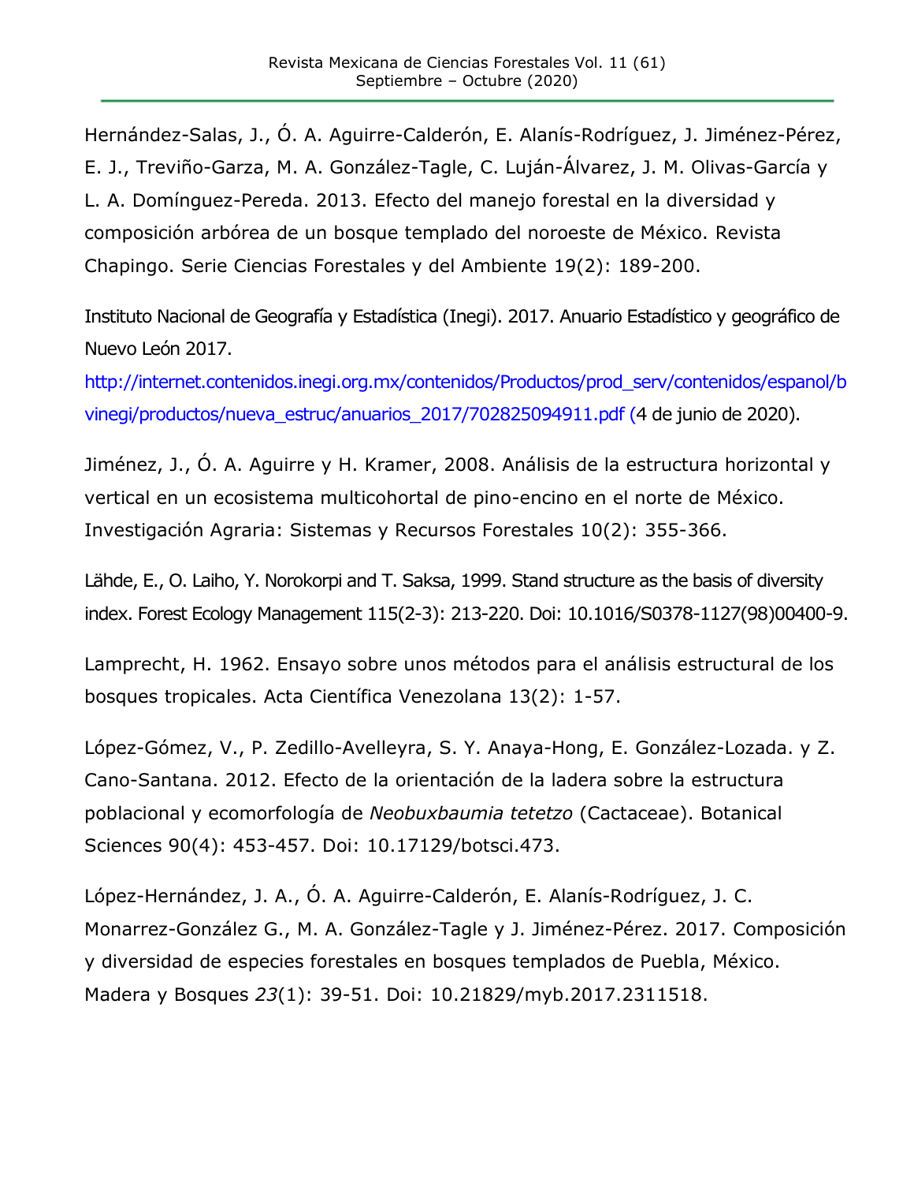Hernández-Salas, J., Ó. A. Aguirre-Calderón, E. Alanís-Rodríguez, J. Jiménez-Pérez, E. J., Treviño-Garza, M. A. González-Tagle, C. Luján-Álvarez, J. M. Olivas-García y L. A. Domínguez-Pereda. 2013. Efecto del manejo forestal en la diversidad y composición arbórea de un bosque templado del noroeste de México. Revista Chapingo. Serie Ciencias Forestales y del Ambiente 19(2): 189-200.

Instituto Nacional de Geografía y Estadística (Inegi). 2017. Anuario Estadístico y geográfico de Nuevo León 2017. http://internet.contenidos.inegi.org.mx/contenidos/Productos/prod_serv/contenidos/espanol/bvinegi/productos/nueva_estruc/anuarios_2017/702825094911.pdf (4 de junio de 2020).

Jiménez, J., Ó. A. Aguirre y H. Kramer, 2008. Análisis de la estructura horizontal y vertical en un ecosistema multicohortal de pino-encino en el norte de México. Investigación Agraria: Sistemas y Recursos Forestales 10(2): 355-366.

Lähde, E., O. Laiho, Y. Norokorpi and T. Saksa, 1999. Stand structure as the basis of diversity index. Forest Ecology Management 115(2-3): 213-220. Doi: 10.1016/S0378-1127(98)00400-9.

Lamprecht, H. 1962. Ensayo sobre unos métodos para el análisis estructural de los bosques tropicales. Acta Científica Venezolana 13(2): 1-57.

López-Gómez, V., P. Zedillo-Avelleyra, S. Y. Anaya-Hong, E. González-Lozada. y Z. Cano-Santana. 2012. Efecto de la orientación de la ladera sobre la estructura poblacional y ecomorfología de *Neobuxbaumia tetetzo* (Cactaceae). Botanical Sciences 90(4): 453-457. Doi: 10.17129/botsci.473.

López-Hernández, J. A., Ó. A. Aguirre-Calderón, E. Alanís-Rodríguez, J. C. Monarrez-González G., M. A. González-Tagle y J. Jiménez-Pérez. 2017. Composición y diversidad de especies forestales en bosques templados de Puebla, México. Madera y Bosques *23*(1): 39-51. Doi: 10.21829/myb.2017.2311518.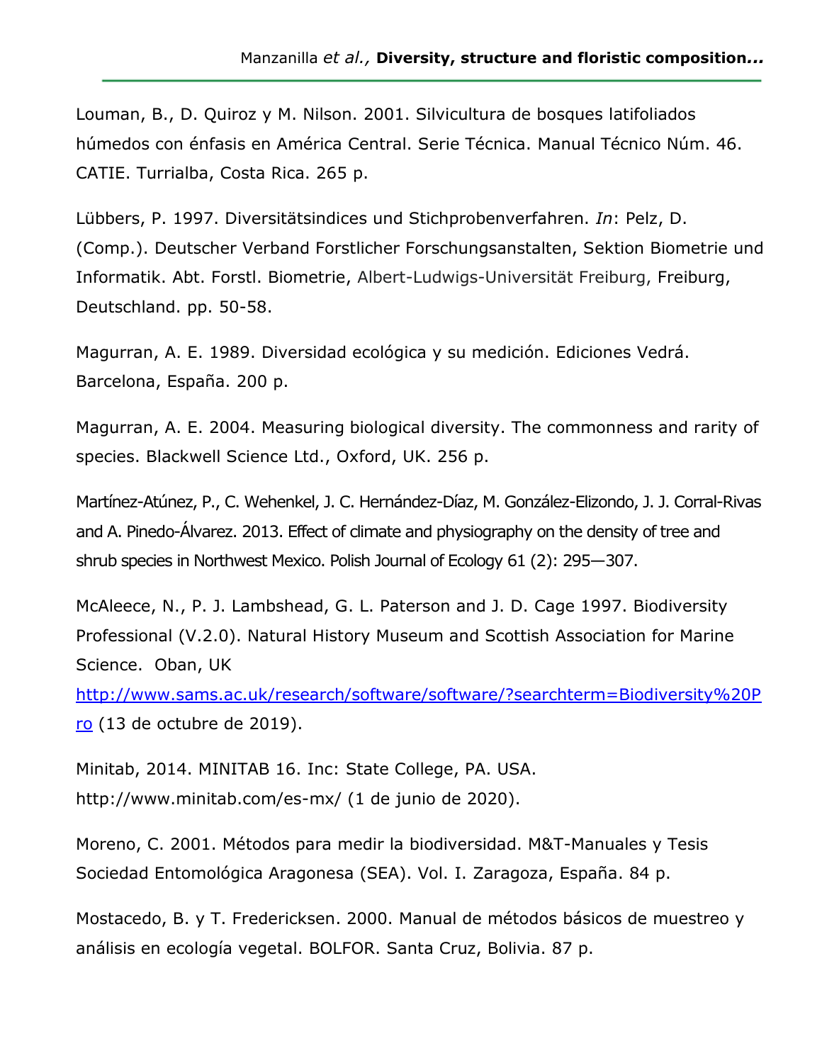Louman, B., D. Quiroz y M. Nilson. 2001. Silvicultura de bosques latifoliados húmedos con énfasis en América Central. Serie Técnica. Manual Técnico Núm. 46. CATIE. Turrialba, Costa Rica. 265 p.

Lübbers, P. 1997. Diversitätsindices und Stichprobenverfahren. *In*: Pelz, D. (Comp.). Deutscher Verband Forstlicher Forschungsanstalten, Sektion Biometrie und Informatik. Abt. Forstl. Biometrie, Albert-Ludwigs-Universität Freiburg, Freiburg, Deutschland. pp. 50-58.

Magurran, A. E. 1989. Diversidad ecológica y su medición. Ediciones Vedrá. Barcelona, España. 200 p.

Magurran, A. E. 2004. Measuring biological diversity. The commonness and rarity of species. Blackwell Science Ltd., Oxford, UK. 256 p.

Martínez-Atúnez, P., C. Wehenkel, J. C. Hernández-Díaz, M. González-Elizondo, J. J. Corral-Rivas and A. Pinedo-Álvarez. 2013. Effect of climate and physiography on the density of tree and shrub species in Northwest Mexico. Polish Journal of Ecology 61 (2): 295—307.

McAleece, N., P. J. Lambshead, G. L. Paterson and J. D. Cage 1997. Biodiversity Professional (V.2.0). Natural History Museum and Scottish Association for Marine Science. Oban, UK http://www.sams.ac.uk/research/software/software/?searchterm=Biodiversity%20Pro (13 de octubre de 2019).

Minitab, 2014. MINITAB 16. Inc: State College, PA. USA. http://www.minitab.com/es-mx/ (1 de junio de 2020).

Moreno, C. 2001. Métodos para medir la biodiversidad. M&T-Manuales y Tesis Sociedad Entomológica Aragonesa (SEA). Vol. I. Zaragoza, España. 84 p.

Mostacedo, B. y T. Fredericksen. 2000. Manual de métodos básicos de muestreo y análisis en ecología vegetal. BOLFOR. Santa Cruz, Bolivia. 87 p.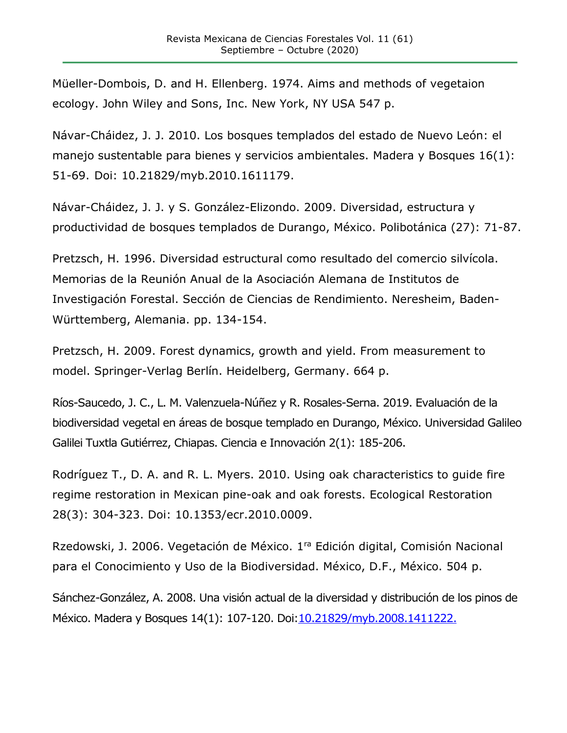Müeller-Dombois, D. and H. Ellenberg. 1974. Aims and methods of vegetaion ecology. John Wiley and Sons, Inc. New York, NY USA 547 p.

Návar-Cháidez, J. J. 2010. Los bosques templados del estado de Nuevo León: el manejo sustentable para bienes y servicios ambientales. Madera y Bosques 16(1): 51-69. Doi: 10.21829/myb.2010.1611179.

Návar-Cháidez, J. J. y S. González-Elizondo. 2009. Diversidad, estructura y productividad de bosques templados de Durango, México. Polibotánica (27): 71-87.

Pretzsch, H. 1996. Diversidad estructural como resultado del comercio silvícola. Memorias de la Reunión Anual de la Asociación Alemana de Institutos de Investigación Forestal. Sección de Ciencias de Rendimiento. Neresheim, Baden-Württemberg, Alemania. pp. 134-154.

Pretzsch, H. 2009. Forest dynamics, growth and yield. From measurement to model. Springer-Verlag Berlín. Heidelberg, Germany. 664 p.

Ríos-Saucedo, J. C., L. M. Valenzuela-Núñez y R. Rosales-Serna. 2019. Evaluación de la biodiversidad vegetal en áreas de bosque templado en Durango, México. Universidad Galileo Galilei Tuxtla Gutiérrez, Chiapas. Ciencia e Innovación 2(1): 185-206.

Rodríguez T., D. A. and R. L. Myers. 2010. Using oak characteristics to guide fire regime restoration in Mexican pine-oak and oak forests. Ecological Restoration 28(3): 304-323. Doi: 10.1353/ecr.2010.0009.

Rzedowski, J. 2006. Vegetación de México. 1ra Edición digital, Comisión Nacional para el Conocimiento y Uso de la Biodiversidad. México, D.F., México. 504 p.

Sánchez-González, A. 2008. Una visión actual de la diversidad y distribución de los pinos de México. Madera y Bosques 14(1): 107-120. Doi:10.21829/myb.2008.1411222.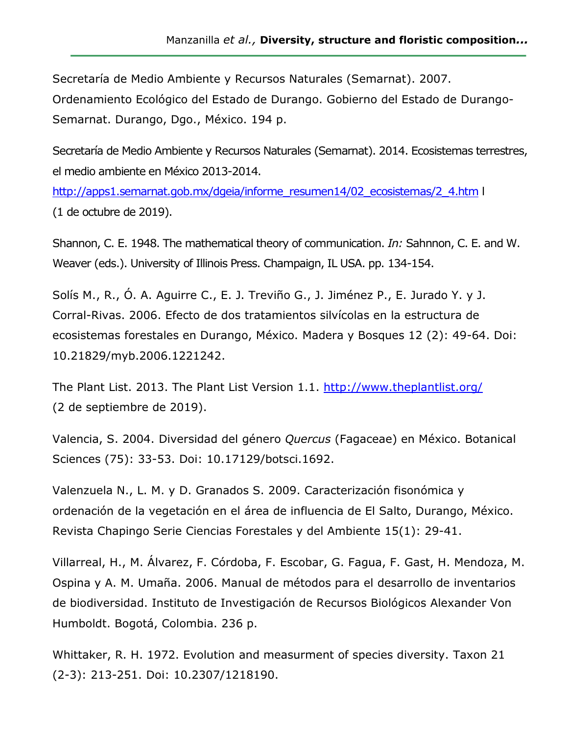Secretaría de Medio Ambiente y Recursos Naturales (Semarnat). 2007. Ordenamiento Ecológico del Estado de Durango. Gobierno del Estado de Durango-Semarnat. Durango, Dgo., México. 194 p.

Secretaría de Medio Ambiente y Recursos Naturales (Semarnat). 2014. Ecosistemas terrestres, el medio ambiente en México 2013-2014. http://apps1.semarnat.gob.mx/dgeia/informe_resumen14/02_ecosistemas/2_4.htm l (1 de octubre de 2019).

Shannon, C. E. 1948. The mathematical theory of communication. *In:* Sahnnon, C. E. and W. Weaver (eds.). University of Illinois Press. Champaign, IL USA. pp. 134-154.

Solís M., R., Ó. A. Aguirre C., E. J. Treviño G., J. Jiménez P., E. Jurado Y. y J. Corral-Rivas. 2006. Efecto de dos tratamientos silvícolas en la estructura de ecosistemas forestales en Durango, México. Madera y Bosques 12 (2): 49-64. Doi: 10.21829/myb.2006.1221242.

The Plant List. 2013. The Plant List Version 1.1. http://www.theplantlist.org/ (2 de septiembre de 2019).

Valencia, S. 2004. Diversidad del género *Quercus* (Fagaceae) en México. Botanical Sciences (75): 33-53. Doi: 10.17129/botsci.1692.

Valenzuela N., L. M. y D. Granados S. 2009. Caracterización fisonómica y ordenación de la vegetación en el área de influencia de El Salto, Durango, México. Revista Chapingo Serie Ciencias Forestales y del Ambiente 15(1): 29-41.

Villarreal, H., M. Álvarez, F. Córdoba, F. Escobar, G. Fagua, F. Gast, H. Mendoza, M. Ospina y A. M. Umaña. 2006. Manual de métodos para el desarrollo de inventarios de biodiversidad. Instituto de Investigación de Recursos Biológicos Alexander Von Humboldt. Bogotá, Colombia. 236 p.

Whittaker, R. H. 1972. Evolution and measurment of species diversity. Taxon 21 (2-3): 213-251. Doi: 10.2307/1218190.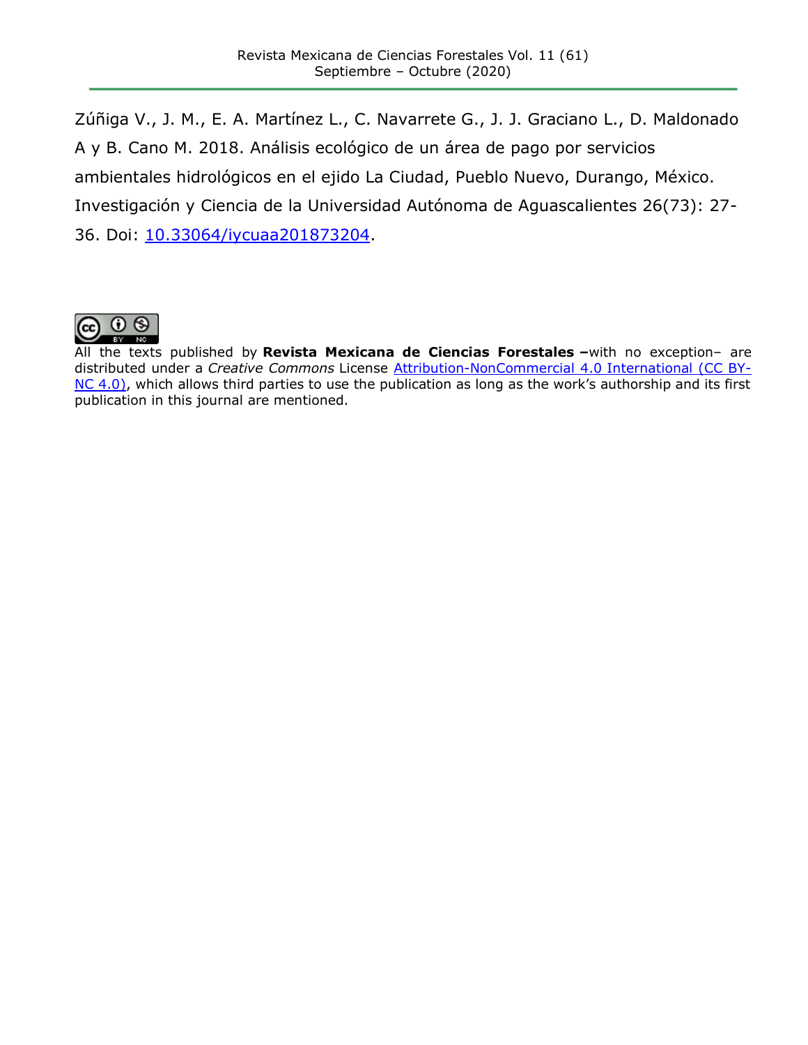Zúñiga V., J. M., E. A. Martínez L., C. Navarrete G., J. J. Graciano L., D. Maldonado A y B. Cano M. 2018. Análisis ecológico de un área de pago por servicios ambientales hidrológicos en el ejido La Ciudad, Pueblo Nuevo, Durango, México. Investigación y Ciencia de la Universidad Autónoma de Aguascalientes 26(73): 27-36. Doi: [10.33064/iycuaa201873204](https://doi.org/10.33064/iycuaa201873204).

All the texts published by **Revista Mexicana de Ciencias Forestales –**with no exception– are distributed under a *Creative Commons* License [Attribution-NonCommercial 4.0 International (CC BY-NC 4.0)](https://creativecommons.org/licenses/by-nc/4.0/), which allows third parties to use the publication as long as the work's authorship and its first publication in this journal are mentioned.